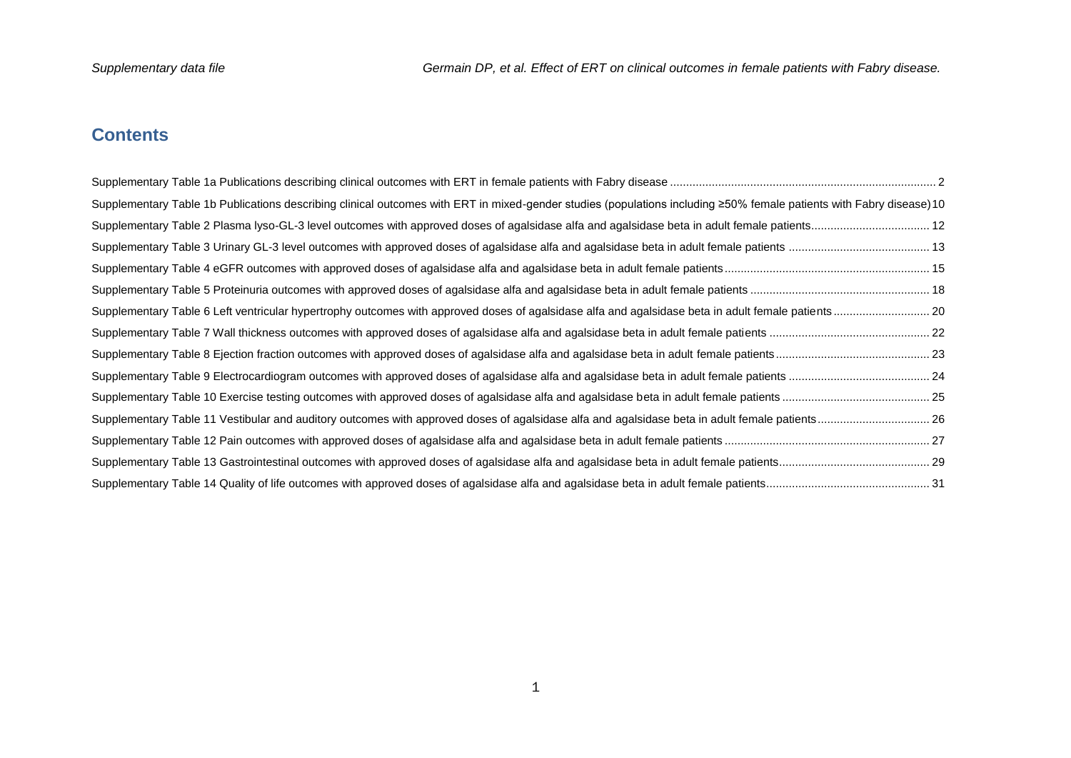## Contents

Supplementary Table 1a Publications describing clinical outcomes with ERT in female patients with Fabry disease .................................................................................. 2

Supplementary Table 1b Publications describing clinical outcomes with ERT in mixed-gender studies (populations including ≥50% female patients with Fabry disease) 10

Supplementary Table 2 Plasma lyso-GL-3 level outcomes with approved doses of agalsidase alfa and agalsidase beta in adult female patients.................................... 12

Supplementary Table 3 Urinary GL-3 level outcomes with approved doses of agalsidase alfa and agalsidase beta in adult female patients ........................................... 13

Supplementary Table 4 eGFR outcomes with approved doses of agalsidase alfa and agalsidase beta in adult female patients............................................................... 15

Supplementary Table 5 Proteinuria outcomes with approved doses of agalsidase alfa and agalsidase beta in adult female patients ....................................................... 18

Supplementary Table 6 Left ventricular hypertrophy outcomes with approved doses of agalsidase alfa and agalsidase beta in adult female patients............................. 20

Supplementary Table 7 Wall thickness outcomes with approved doses of agalsidase alfa and agalsidase beta in adult female patients ................................................. 22

Supplementary Table 8 Ejection fraction outcomes with approved doses of agalsidase alfa and agalsidase beta in adult female patients................................................ 23

Supplementary Table 9 Electrocardiogram outcomes with approved doses of agalsidase alfa and agalsidase beta in adult female patients ........................................... 24

Supplementary Table 10 Exercise testing outcomes with approved doses of agalsidase alfa and agalsidase beta in adult female patients ............................................. 25

Supplementary Table 11 Vestibular and auditory outcomes with approved doses of agalsidase alfa and agalsidase beta in adult female patients.................................. 26

Supplementary Table 12 Pain outcomes with approved doses of agalsidase alfa and agalsidase beta in adult female patients ................................................................ 27

Supplementary Table 13 Gastrointestinal outcomes with approved doses of agalsidase alfa and agalsidase beta in adult female patients.............................................. 29

Supplementary Table 14 Quality of life outcomes with approved doses of agalsidase alfa and agalsidase beta in adult female patients.................................................. 31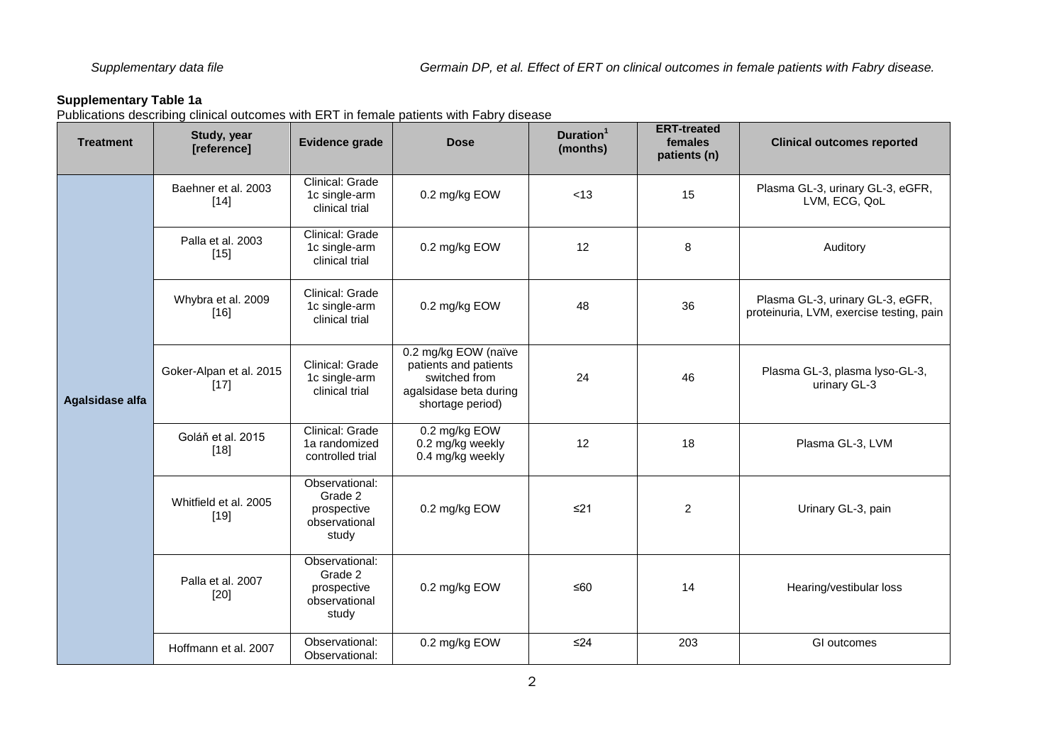**Supplementary Table 1a**

Publications describing clinical outcomes with ERT in female patients with Fabry disease

| Treatment | Study, year [reference] | Evidence grade | Dose | Duration[1] (months) | ERT-treated females patients (n) | Clinical outcomes reported |
|---|---|---|---|---|---|---|
| Agalsidase alfa | Baehner et al. 2003 [14] | Clinical: Grade 1c single-arm clinical trial | 0.2 mg/kg EOW | <13 | 15 | Plasma GL-3, urinary GL-3, eGFR, LVM, ECG, QoL |
| | Palla et al. 2003 [15] | Clinical: Grade 1c single-arm clinical trial | 0.2 mg/kg EOW | 12 | 8 | Auditory |
| | Whybra et al. 2009 [16] | Clinical: Grade 1c single-arm clinical trial | 0.2 mg/kg EOW | 48 | 36 | Plasma GL-3, urinary GL-3, eGFR, proteinuria, LVM, exercise testing, pain |
| | Goker-Alpan et al. 2015 [17] | Clinical: Grade 1c single-arm clinical trial | 0.2 mg/kg EOW (naïve patients and patients switched from agalsidase beta during shortage period) | 24 | 46 | Plasma GL-3, plasma lyso-GL-3, urinary GL-3 |
| | Goláň et al. 2015 [18] | Clinical: Grade 1a randomized controlled trial | 0.2 mg/kg EOW<br>0.2 mg/kg weekly<br>0.4 mg/kg weekly | 12 | 18 | Plasma GL-3, LVM |
| | Whitfield et al. 2005 [19] | Observational: Grade 2 prospective observational study | 0.2 mg/kg EOW | ≤21 | 2 | Urinary GL-3, pain |
| | Palla et al. 2007 [20] | Observational: Grade 2 prospective observational study | 0.2 mg/kg EOW | ≤60 | 14 | Hearing/vestibular loss |
| | Hoffmann et al. 2007 | Observational: Observational: | 0.2 mg/kg EOW | ≤24 | 203 | GI outcomes |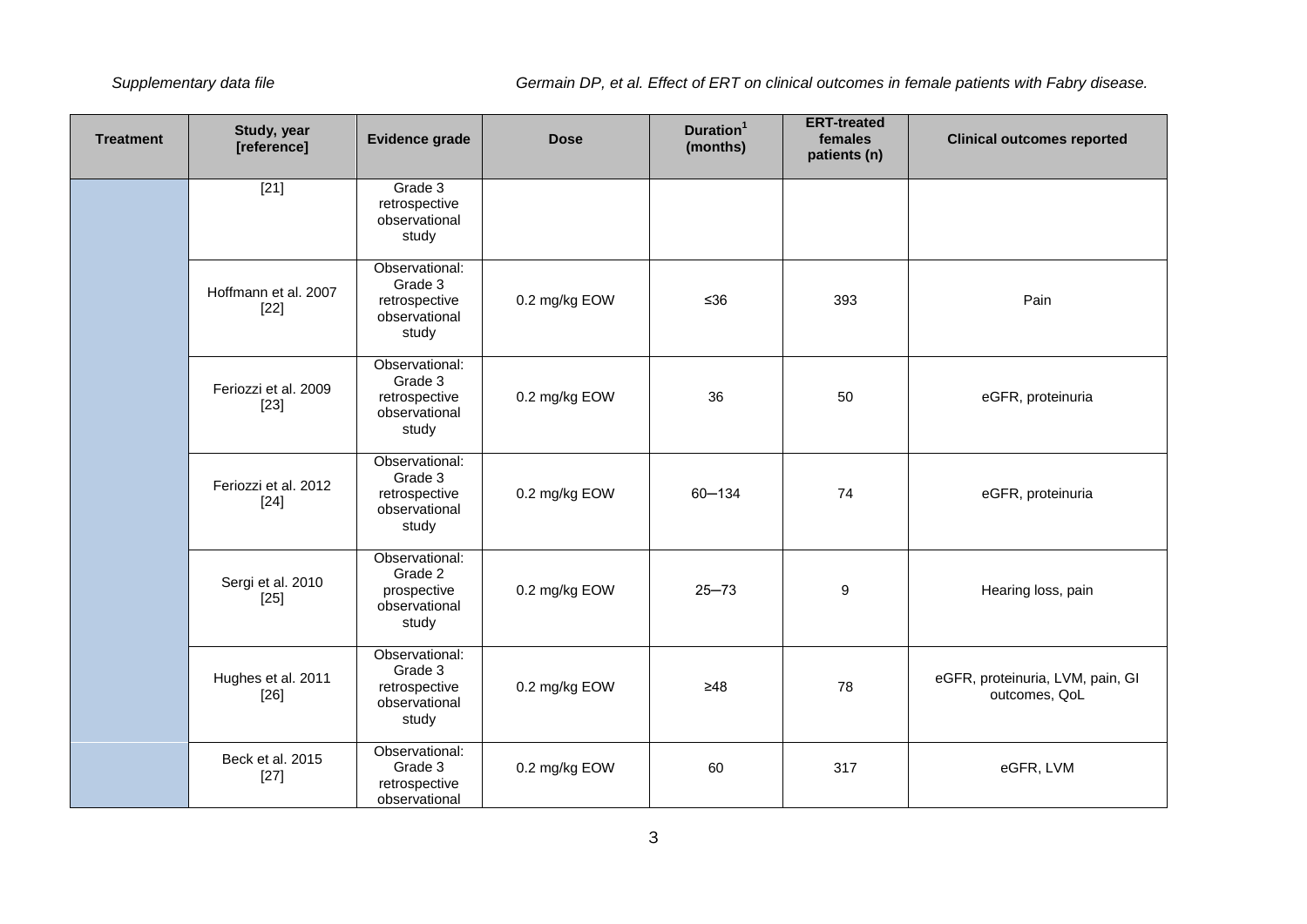| Treatment | Study, year [reference] | Evidence grade | Dose | Duration[1] (months) | ERT-treated females patients (n) | Clinical outcomes reported |
|---|---|---|---|---|---|---|
| | [21] | Grade 3 retrospective observational study | | | | |
| | Hoffmann et al. 2007 [22] | Observational: Grade 3 retrospective observational study | 0.2 mg/kg EOW | ≤36 | 393 | Pain |
| | Feriozzi et al. 2009 [23] | Observational: Grade 3 retrospective observational study | 0.2 mg/kg EOW | 36 | 50 | eGFR, proteinuria |
| | Feriozzi et al. 2012 [24] | Observational: Grade 3 retrospective observational study | 0.2 mg/kg EOW | 60–134 | 74 | eGFR, proteinuria |
| | Sergi et al. 2010 [25] | Observational: Grade 2 prospective observational study | 0.2 mg/kg EOW | 25–73 | 9 | Hearing loss, pain |
| | Hughes et al. 2011 [26] | Observational: Grade 3 retrospective observational study | 0.2 mg/kg EOW | ≥48 | 78 | eGFR, proteinuria, LVM, pain, GI outcomes, QoL |
| | Beck et al. 2015 [27] | Observational: Grade 3 retrospective observational | 0.2 mg/kg EOW | 60 | 317 | eGFR, LVM |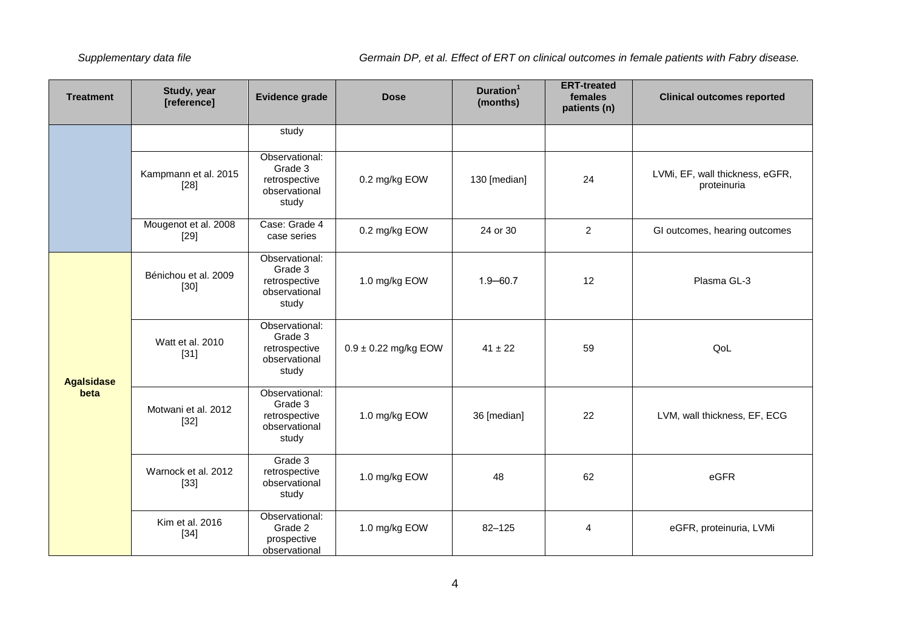| Treatment | Study, year [reference] | Evidence grade | Dose | Duration[1] (months) | ERT-treated females patients (n) | Clinical outcomes reported |
|---|---|---|---|---|---|---|
| | | study | | | | |
| | Kampmann et al. 2015 [28] | Observational: Grade 3 retrospective observational study | 0.2 mg/kg EOW | 130 [median] | 24 | LVMi, EF, wall thickness, eGFR, proteinuria |
| | Mougenot et al. 2008 [29] | Case: Grade 4 case series | 0.2 mg/kg EOW | 24 or 30 | 2 | GI outcomes, hearing outcomes |
| **Agalsidase beta** | Bénichou et al. 2009 [30] | Observational: Grade 3 retrospective observational study | 1.0 mg/kg EOW | 1.9–60.7 | 12 | Plasma GL-3 |
| | Watt et al. 2010 [31] | Observational: Grade 3 retrospective observational study | 0.9 ± 0.22 mg/kg EOW | 41 ± 22 | 59 | QoL |
| | Motwani et al. 2012 [32] | Observational: Grade 3 retrospective observational study | 1.0 mg/kg EOW | 36 [median] | 22 | LVM, wall thickness, EF, ECG |
| | Warnock et al. 2012 [33] | Grade 3 retrospective observational study | 1.0 mg/kg EOW | 48 | 62 | eGFR |
| | Kim et al. 2016 [34] | Observational: Grade 2 prospective observational | 1.0 mg/kg EOW | 82–125 | 4 | eGFR, proteinuria, LVMi |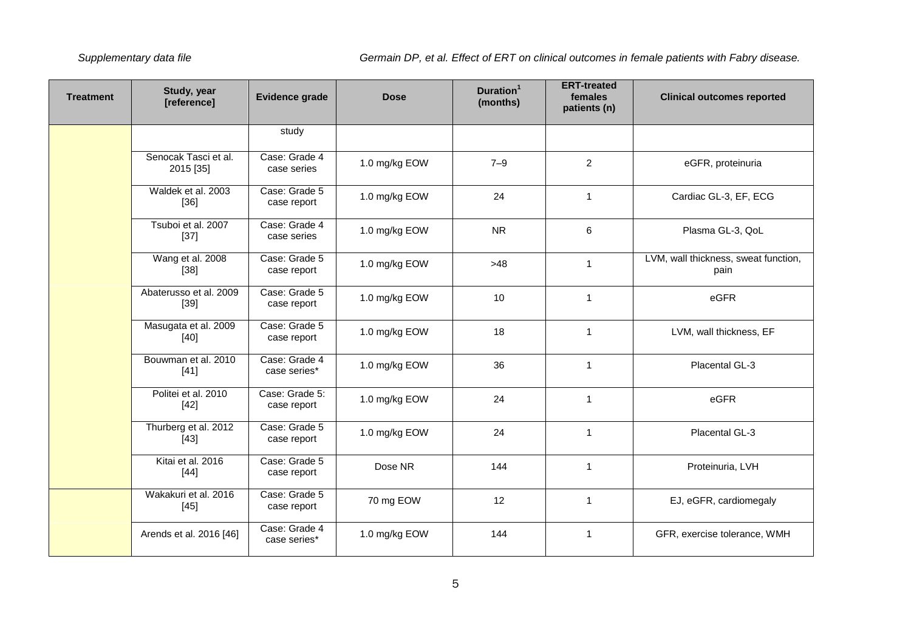| Treatment | Study, year [reference] | Evidence grade | Dose | Duration[1] (months) | ERT-treated females patients (n) | Clinical outcomes reported |
|---|---|---|---|---|---|---|
| | | study | | | | |
| | Senocak Tasci et al. 2015 [35] | Case: Grade 4 case series | 1.0 mg/kg EOW | 7–9 | 2 | eGFR, proteinuria |
| | Waldek et al. 2003 [36] | Case: Grade 5 case report | 1.0 mg/kg EOW | 24 | 1 | Cardiac GL-3, EF, ECG |
| | Tsuboi et al. 2007 [37] | Case: Grade 4 case series | 1.0 mg/kg EOW | NR | 6 | Plasma GL-3, QoL |
| | Wang et al. 2008 [38] | Case: Grade 5 case report | 1.0 mg/kg EOW | >48 | 1 | LVM, wall thickness, sweat function, pain |
| | Abaterusso et al. 2009 [39] | Case: Grade 5 case report | 1.0 mg/kg EOW | 10 | 1 | eGFR |
| | Masugata et al. 2009 [40] | Case: Grade 5 case report | 1.0 mg/kg EOW | 18 | 1 | LVM, wall thickness, EF |
| | Bouwman et al. 2010 [41] | Case: Grade 4 case series* | 1.0 mg/kg EOW | 36 | 1 | Placental GL-3 |
| | Politei et al. 2010 [42] | Case: Grade 5: case report | 1.0 mg/kg EOW | 24 | 1 | eGFR |
| | Thurberg et al. 2012 [43] | Case: Grade 5 case report | 1.0 mg/kg EOW | 24 | 1 | Placental GL-3 |
| | Kitai et al. 2016 [44] | Case: Grade 5 case report | Dose NR | 144 | 1 | Proteinuria, LVH |
| | Wakakuri et al. 2016 [45] | Case: Grade 5 case report | 70 mg EOW | 12 | 1 | EJ, eGFR, cardiomegaly |
| | Arends et al. 2016 [46] | Case: Grade 4 case series* | 1.0 mg/kg EOW | 144 | 1 | GFR, exercise tolerance, WMH |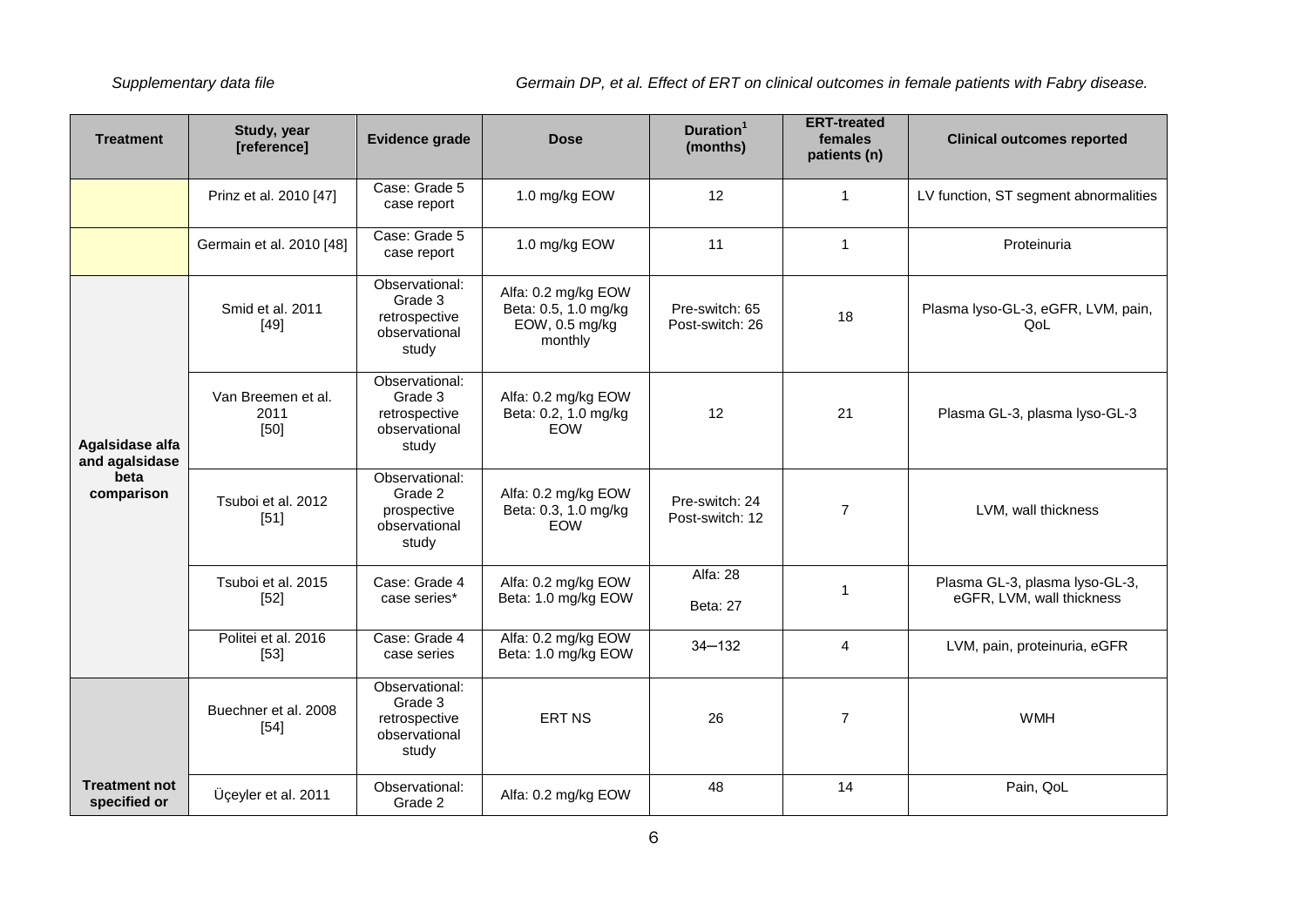| Treatment | Study, year [reference] | Evidence grade | Dose | Duration[1] (months) | ERT-treated females patients (n) | Clinical outcomes reported |
|---|---|---|---|---|---|---|
| | Prinz et al. 2010 [47] | Case: Grade 5 case report | 1.0 mg/kg EOW | 12 | 1 | LV function, ST segment abnormalities |
| | Germain et al. 2010 [48] | Case: Grade 5 case report | 1.0 mg/kg EOW | 11 | 1 | Proteinuria |
| Agalsidase alfa and agalsidase beta comparison | Smid et al. 2011 [49] | Observational: Grade 3 retrospective observational study | Alfa: 0.2 mg/kg EOW Beta: 0.5, 1.0 mg/kg EOW, 0.5 mg/kg monthly | Pre-switch: 65 Post-switch: 26 | 18 | Plasma lyso-GL-3, eGFR, LVM, pain, QoL |
| | Van Breemen et al. 2011 [50] | Observational: Grade 3 retrospective observational study | Alfa: 0.2 mg/kg EOW Beta: 0.2, 1.0 mg/kg EOW | 12 | 21 | Plasma GL-3, plasma lyso-GL-3 |
| | Tsuboi et al. 2012 [51] | Observational: Grade 2 prospective observational study | Alfa: 0.2 mg/kg EOW Beta: 0.3, 1.0 mg/kg EOW | Pre-switch: 24 Post-switch: 12 | 7 | LVM, wall thickness |
| | Tsuboi et al. 2015 [52] | Case: Grade 4 case series* | Alfa: 0.2 mg/kg EOW Beta: 1.0 mg/kg EOW | Alfa: 28 Beta: 27 | 1 | Plasma GL-3, plasma lyso-GL-3, eGFR, LVM, wall thickness |
| | Politei et al. 2016 [53] | Case: Grade 4 case series | Alfa: 0.2 mg/kg EOW Beta: 1.0 mg/kg EOW | 34–132 | 4 | LVM, pain, proteinuria, eGFR |
| Treatment not specified or | Buechner et al. 2008 [54] | Observational: Grade 3 retrospective observational study | ERT NS | 26 | 7 | WMH |
| | Üçeyler et al. 2011 | Observational: Grade 2 | Alfa: 0.2 mg/kg EOW | 48 | 14 | Pain, QoL |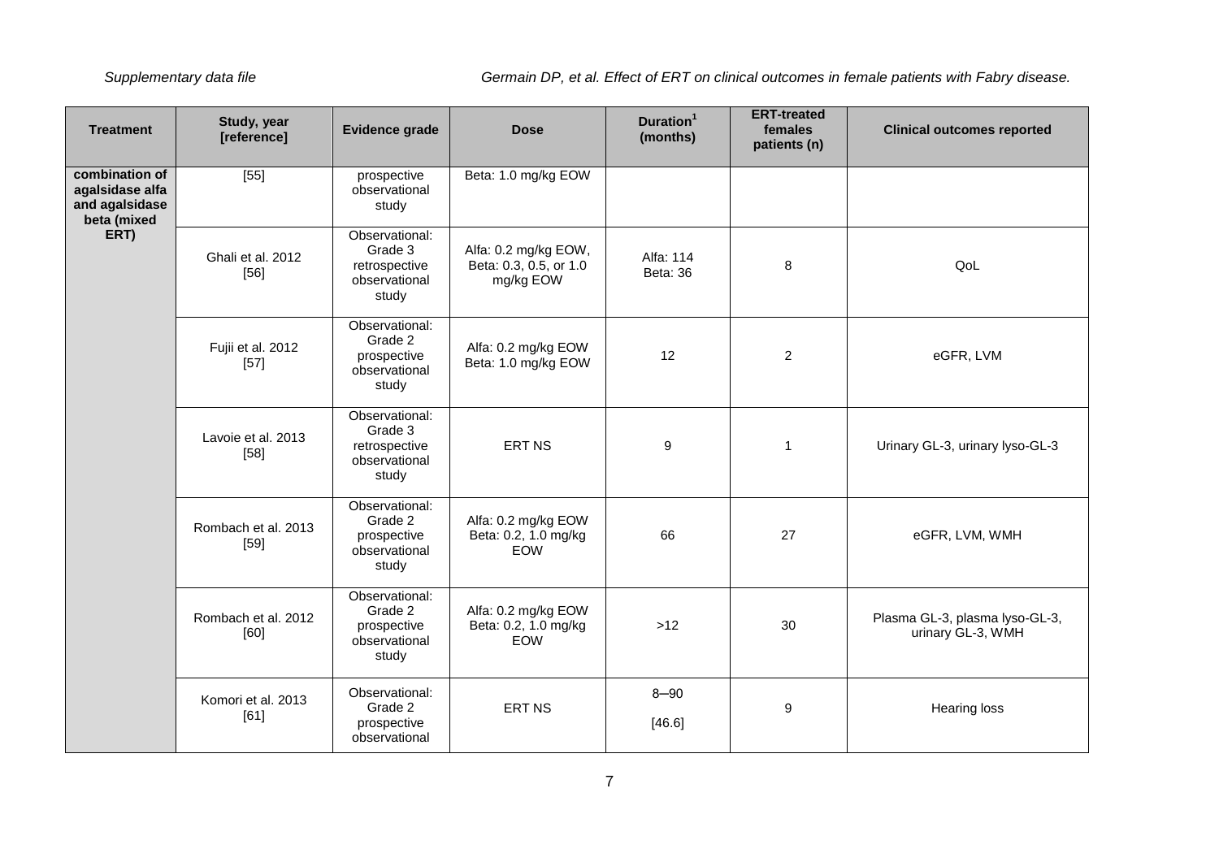| Treatment | Study, year [reference] | Evidence grade | Dose | Duration[1] (months) | ERT-treated females patients (n) | Clinical outcomes reported |
|---|---|---|---|---|---|---|
| combination of agalsidase alfa and agalsidase beta (mixed ERT) | [55] | prospective observational study | Beta: 1.0 mg/kg EOW | | | |
| | Ghali et al. 2012 [56] | Observational: Grade 3 retrospective observational study | Alfa: 0.2 mg/kg EOW, Beta: 0.3, 0.5, or 1.0 mg/kg EOW | Alfa: 114 Beta: 36 | 8 | QoL |
| | Fujii et al. 2012 [57] | Observational: Grade 2 prospective observational study | Alfa: 0.2 mg/kg EOW Beta: 1.0 mg/kg EOW | 12 | 2 | eGFR, LVM |
| | Lavoie et al. 2013 [58] | Observational: Grade 3 retrospective observational study | ERT NS | 9 | 1 | Urinary GL-3, urinary lyso-GL-3 |
| | Rombach et al. 2013 [59] | Observational: Grade 2 prospective observational study | Alfa: 0.2 mg/kg EOW Beta: 0.2, 1.0 mg/kg EOW | 66 | 27 | eGFR, LVM, WMH |
| | Rombach et al. 2012 [60] | Observational: Grade 2 prospective observational study | Alfa: 0.2 mg/kg EOW Beta: 0.2, 1.0 mg/kg EOW | >12 | 30 | Plasma GL-3, plasma lyso-GL-3, urinary GL-3, WMH |
| | Komori et al. 2013 [61] | Observational: Grade 2 prospective observational | ERT NS | 8–90 [46.6] | 9 | Hearing loss |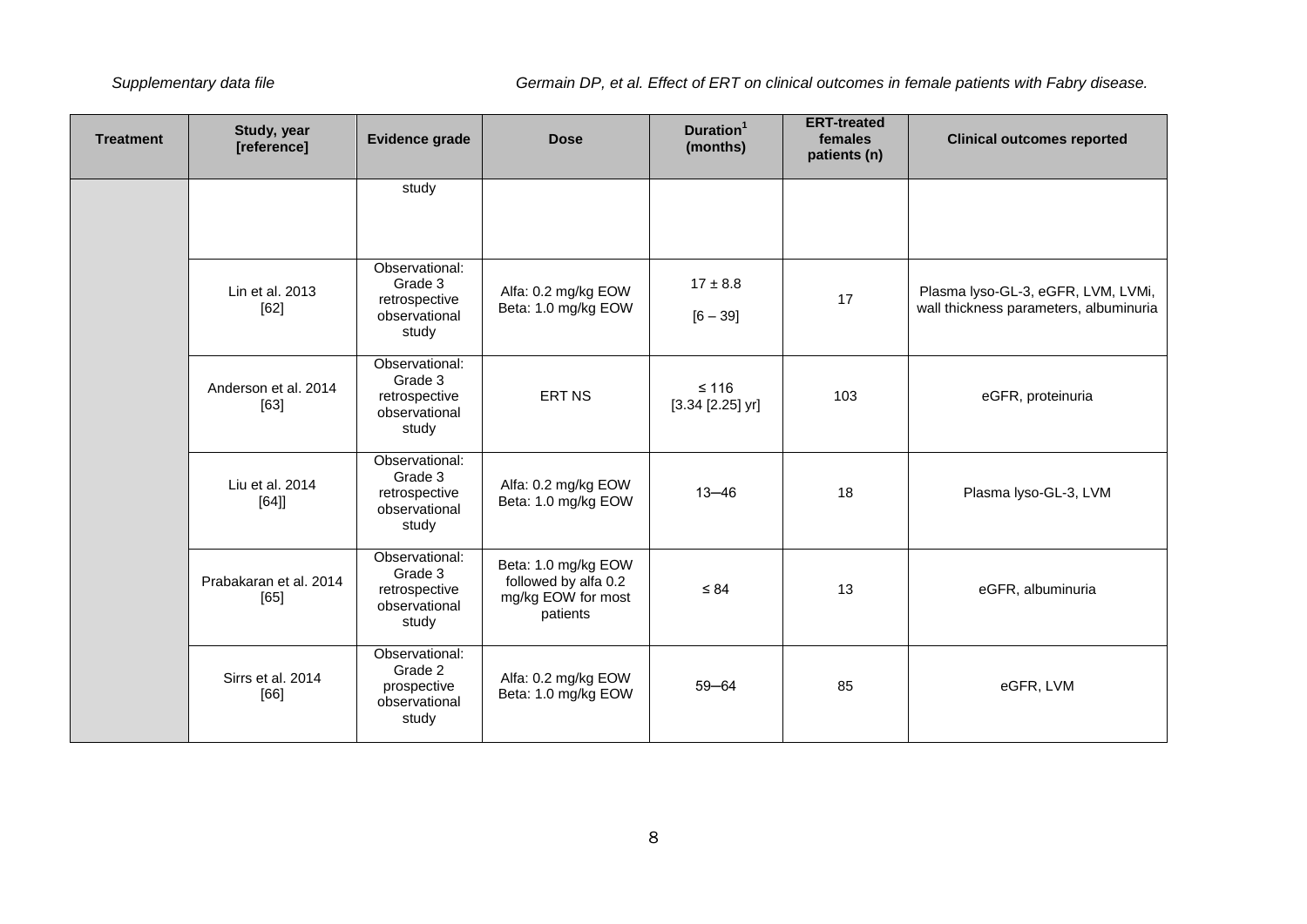| Treatment | Study, year [reference] | Evidence grade | Dose | Duration[1] (months) | ERT-treated females patients (n) | Clinical outcomes reported |
|---|---|---|---|---|---|---|
| | | study | | | | |
| | Lin et al. 2013 [62] | Observational: Grade 3 retrospective observational study | Alfa: 0.2 mg/kg EOW Beta: 1.0 mg/kg EOW | 17 ± 8.8 [6 – 39] | 17 | Plasma lyso-GL-3, eGFR, LVM, LVMi, wall thickness parameters, albuminuria |
| | Anderson et al. 2014 [63] | Observational: Grade 3 retrospective observational study | ERT NS | ≤ 116 [3.34 [2.25] yr] | 103 | eGFR, proteinuria |
| | Liu et al. 2014 [64]] | Observational: Grade 3 retrospective observational study | Alfa: 0.2 mg/kg EOW Beta: 1.0 mg/kg EOW | 13–46 | 18 | Plasma lyso-GL-3, LVM |
| | Prabakaran et al. 2014 [65] | Observational: Grade 3 retrospective observational study | Beta: 1.0 mg/kg EOW followed by alfa 0.2 mg/kg EOW for most patients | ≤ 84 | 13 | eGFR, albuminuria |
| | Sirrs et al. 2014 [66] | Observational: Grade 2 prospective observational study | Alfa: 0.2 mg/kg EOW Beta: 1.0 mg/kg EOW | 59–64 | 85 | eGFR, LVM |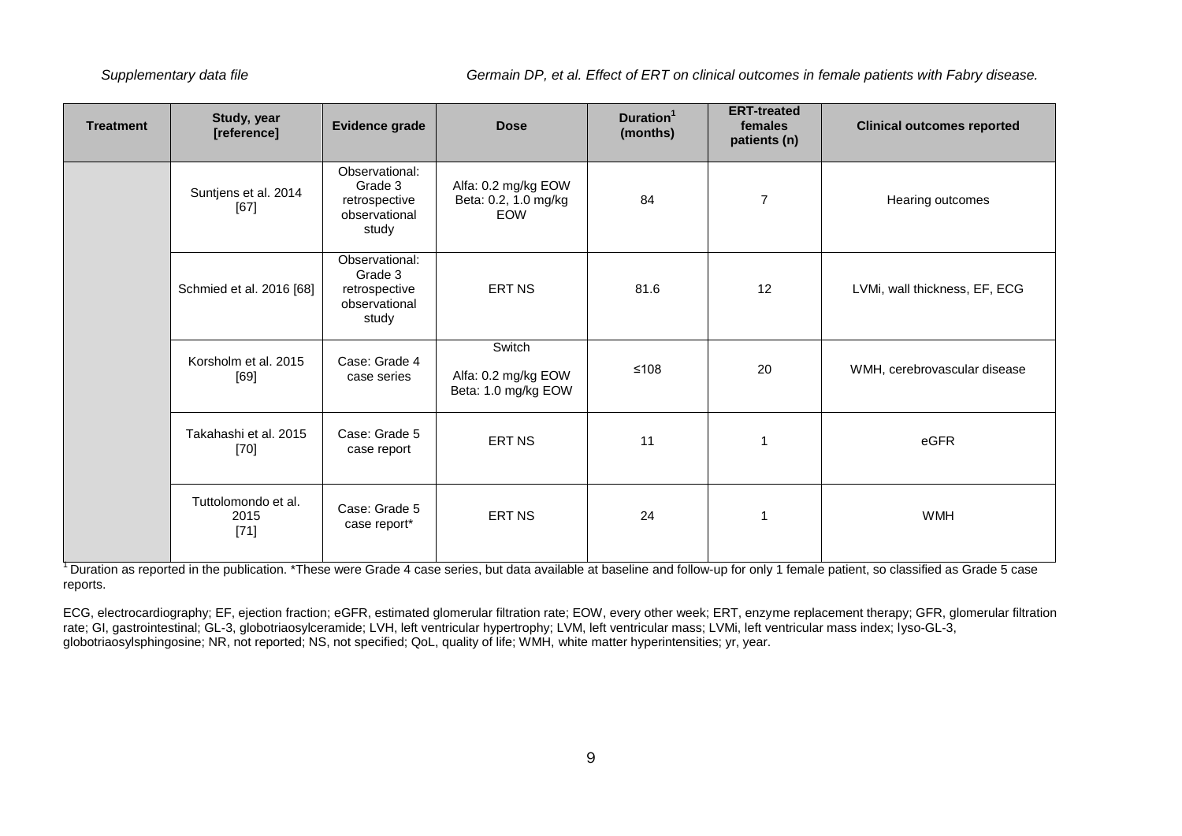| Treatment | Study, year [reference] | Evidence grade | Dose | Duration[1] (months) | ERT-treated females patients (n) | Clinical outcomes reported |
|---|---|---|---|---|---|---|
| | Suntjens et al. 2014 [67] | Observational: Grade 3 retrospective observational study | Alfa: 0.2 mg/kg EOW Beta: 0.2, 1.0 mg/kg EOW | 84 | 7 | Hearing outcomes |
| | Schmied et al. 2016 [68] | Observational: Grade 3 retrospective observational study | ERT NS | 81.6 | 12 | LVMi, wall thickness, EF, ECG |
| | Korsholm et al. 2015 [69] | Case: Grade 4 case series | Switch Alfa: 0.2 mg/kg EOW Beta: 1.0 mg/kg EOW | ≤108 | 20 | WMH, cerebrovascular disease |
| | Takahashi et al. 2015 [70] | Case: Grade 5 case report | ERT NS | 11 | 1 | eGFR |
| | Tuttolomondo et al. 2015 [71] | Case: Grade 5 case report* | ERT NS | 24 | 1 | WMH |

[1] Duration as reported in the publication. *These were Grade 4 case series, but data available at baseline and follow-up for only 1 female patient, so classified as Grade 5 case reports.

ECG, electrocardiography; EF, ejection fraction; eGFR, estimated glomerular filtration rate; EOW, every other week; ERT, enzyme replacement therapy; GFR, glomerular filtration rate; GI, gastrointestinal; GL-3, globotriaosylceramide; LVH, left ventricular hypertrophy; LVM, left ventricular mass; LVMi, left ventricular mass index; lyso-GL-3, globotriaosylsphingosine; NR, not reported; NS, not specified; QoL, quality of life; WMH, white matter hyperintensities; yr, year.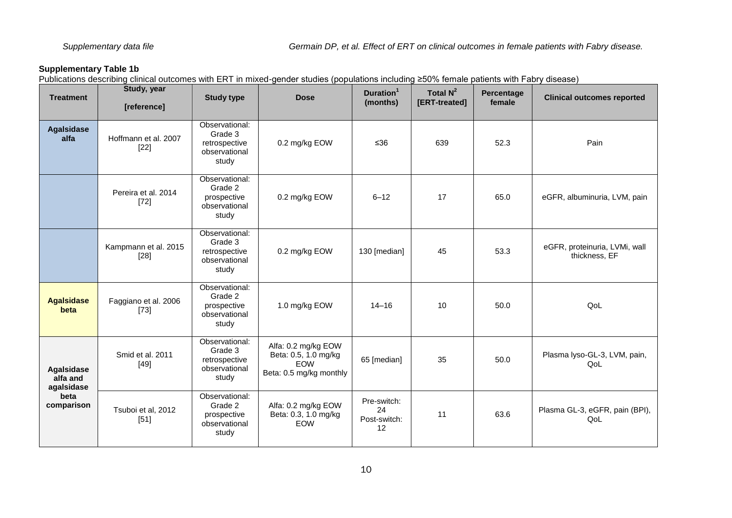**Supplementary Table 1b**

Publications describing clinical outcomes with ERT in mixed-gender studies (populations including ≥50% female patients with Fabry disease)

| Treatment | Study, year [reference] | Study type | Dose | Duration[1] (months) | Total N[2] [ERT-treated] | Percentage female | Clinical outcomes reported |
|---|---|---|---|---|---|---|---|
| **Agalsidase alfa** | Hoffmann et al. 2007 [22] | Observational: Grade 3 retrospective observational study | 0.2 mg/kg EOW | ≤36 | 639 | 52.3 | Pain |
| | Pereira et al. 2014 [72] | Observational: Grade 2 prospective observational study | 0.2 mg/kg EOW | 6–12 | 17 | 65.0 | eGFR, albuminuria, LVM, pain |
| | Kampmann et al. 2015 [28] | Observational: Grade 3 retrospective observational study | 0.2 mg/kg EOW | 130 [median] | 45 | 53.3 | eGFR, proteinuria, LVMi, wall thickness, EF |
| **Agalsidase beta** | Faggiano et al. 2006 [73] | Observational: Grade 2 prospective observational study | 1.0 mg/kg EOW | 14–16 | 10 | 50.0 | QoL |
| **Agalsidase alfa and agalsidase beta comparison** | Smid et al. 2011 [49] | Observational: Grade 3 retrospective observational study | Alfa: 0.2 mg/kg EOW Beta: 0.5, 1.0 mg/kg EOW Beta: 0.5 mg/kg monthly | 65 [median] | 35 | 50.0 | Plasma lyso-GL-3, LVM, pain, QoL |
| | Tsuboi et al, 2012 [51] | Observational: Grade 2 prospective observational study | Alfa: 0.2 mg/kg EOW Beta: 0.3, 1.0 mg/kg EOW | Pre-switch: 24 Post-switch: 12 | 11 | 63.6 | Plasma GL-3, eGFR, pain (BPI), QoL |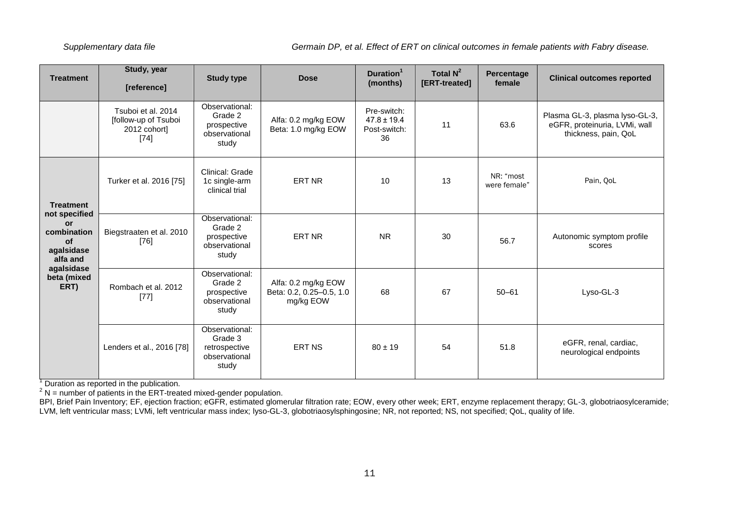| Treatment | Study, year [reference] | Study type | Dose | Duration[1] (months) | Total N[2] [ERT-treated] | Percentage female | Clinical outcomes reported |
|---|---|---|---|---|---|---|---|
| | Tsuboi et al. 2014 [follow-up of Tsuboi 2012 cohort] [74] | Observational: Grade 2 prospective observational study | Alfa: 0.2 mg/kg EOW Beta: 1.0 mg/kg EOW | Pre-switch: 47.8 ± 19.4 Post-switch: 36 | 11 | 63.6 | Plasma GL-3, plasma lyso-GL-3, eGFR, proteinuria, LVMi, wall thickness, pain, QoL |
| **Treatment not specified or combination of agalsidase alfa and agalsidase beta (mixed ERT)** | Turker et al. 2016 [75] | Clinical: Grade 1c single-arm clinical trial | ERT NR | 10 | 13 | NR: "most were female" | Pain, QoL |
| | Biegstraaten et al. 2010 [76] | Observational: Grade 2 prospective observational study | ERT NR | NR | 30 | 56.7 | Autonomic symptom profile scores |
| | Rombach et al. 2012 [77] | Observational: Grade 2 prospective observational study | Alfa: 0.2 mg/kg EOW Beta: 0.2, 0.25–0.5, 1.0 mg/kg EOW | 68 | 67 | 50–61 | Lyso-GL-3 |
| | Lenders et al., 2016 [78] | Observational: Grade 3 retrospective observational study | ERT NS | 80 ± 19 | 54 | 51.8 | eGFR, renal, cardiac, neurological endpoints |

[1] Duration as reported in the publication.
[2] N = number of patients in the ERT-treated mixed-gender population.
BPI, Brief Pain Inventory; EF, ejection fraction; eGFR, estimated glomerular filtration rate; EOW, every other week; ERT, enzyme replacement therapy; GL-3, globotriaosylceramide; LVM, left ventricular mass; LVMi, left ventricular mass index; lyso-GL-3, globotriaosylsphingosine; NR, not reported; NS, not specified; QoL, quality of life.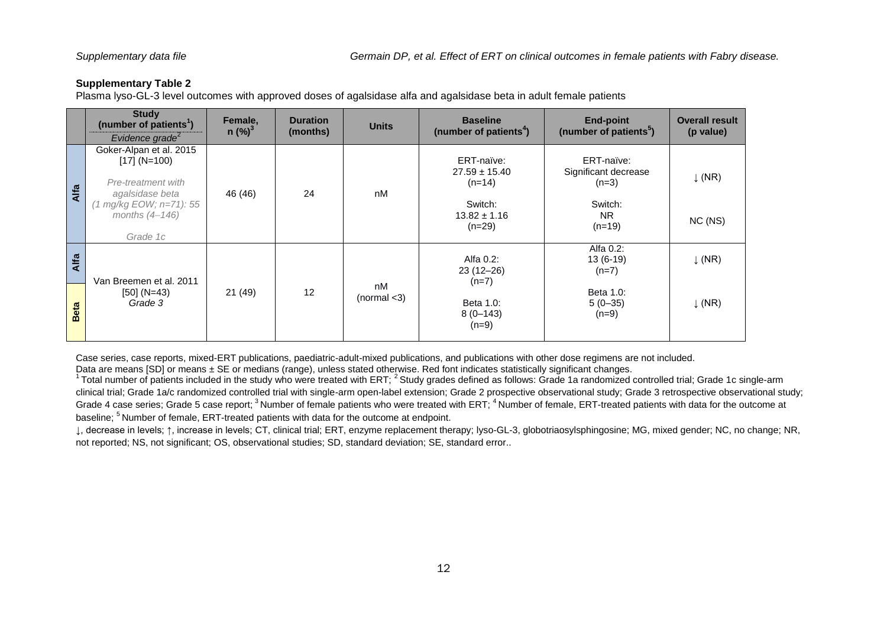### Supplementary Table 2

Plasma lyso-GL-3 level outcomes with approved doses of agalsidase alfa and agalsidase beta in adult female patients

| | Study (number of patients[1]) *Evidence grade[2]* | Female, n (%)[3] | Duration (months) | Units | Baseline (number of patients[4]) | End-point (number of patients[5]) | Overall result (p value) |
|---|---|---|---|---|---|---|---|
| Alfa | Goker-Alpan et al. 2015 [17] (N=100)<br><br>*Pre-treatment with agalsidase beta (1 mg/kg EOW; n=71): 55 months (4–146)*<br><br>*Grade 1c* | 46 (46) | 24 | nM | ERT-naïve:<br>27.59 ± 15.40<br>(n=14)<br><br>Switch:<br>13.82 ± 1.16<br>(n=29) | ERT-naïve:<br>Significant decrease<br>(n=3)<br><br>Switch:<br>NR<br>(n=19) | ↓ (NR)<br><br>NC (NS) |
| Alfa | Van Breemen et al. 2011 [50] (N=43)<br>*Grade 3* | 21 (49) | 12 | nM (normal <3) | Alfa 0.2:<br>23 (12–26)<br>(n=7) | Alfa 0.2:<br>13 (6-19)<br>(n=7) | ↓ (NR) |
| Beta | | | | | Beta 1.0:<br>8 (0–143)<br>(n=9) | Beta 1.0:<br>5 (0–35)<br>(n=9) | ↓ (NR) |

Case series, case reports, mixed-ERT publications, paediatric-adult-mixed publications, and publications with other dose regimens are not included.

Data are means [SD] or means ± SE or medians (range), unless stated otherwise. Red font indicates statistically significant changes.

[1] Total number of patients included in the study who were treated with ERT; [2] Study grades defined as follows: Grade 1a randomized controlled trial; Grade 1c single-arm clinical trial; Grade 1a/c randomized controlled trial with single-arm open-label extension; Grade 2 prospective observational study; Grade 3 retrospective observational study; Grade 4 case series; Grade 5 case report; [3] Number of female patients who were treated with ERT; [4] Number of female, ERT-treated patients with data for the outcome at baseline; [5] Number of female, ERT-treated patients with data for the outcome at endpoint.

↓, decrease in levels; ↑, increase in levels; CT, clinical trial; ERT, enzyme replacement therapy; lyso-GL-3, globotriaosylsphingosine; MG, mixed gender; NC, no change; NR, not reported; NS, not significant; OS, observational studies; SD, standard deviation; SE, standard error..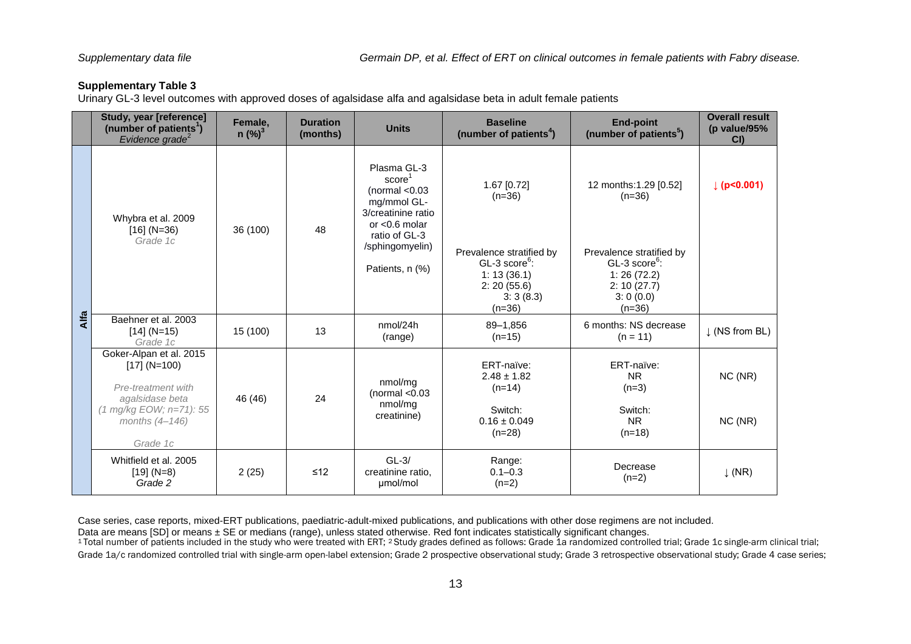**Supplementary Table 3**

Urinary GL-3 level outcomes with approved doses of agalsidase alfa and agalsidase beta in adult female patients

| | Study, year [reference] (number of patients[1]) *Evidence grade*[2] | Female, n (%)[3] | Duration (months) | Units | Baseline (number of patients[4]) | End-point (number of patients[5]) | Overall result (p value/95% CI) |
|---|---|---|---|---|---|---|---|
| **Alfa** | Whybra et al. 2009 [16] (N=36) *Grade 1c* | 36 (100) | 48 | Plasma GL-3 score[1] (normal <0.03 mg/mmol GL-3/creatinine ratio or <0.6 molar ratio of GL-3 /sphingomyelin) | 1.67 [0.72] (n=36) | 12 months:1.29 [0.52] (n=36) | **↓ (p<0.001)** |
| | | | | Patients, n (%) | Prevalence stratified by GL-3 score[6]: 1: 13 (36.1) 2: 20 (55.6) 3: 3 (8.3) (n=36) | Prevalence stratified by GL-3 score[6]: 1: 26 (72.2) 2: 10 (27.7) 3: 0 (0.0) (n=36) | |
| | Baehner et al. 2003 [14] (N=15) *Grade 1c* | 15 (100) | 13 | nmol/24h (range) | 89–1,856 (n=15) | 6 months: NS decrease (n = 11) | ↓ (NS from BL) |
| | Goker-Alpan et al. 2015 [17] (N=100) *Pre-treatment with agalsidase beta (1 mg/kg EOW; n=71): 55 months (4–146)* *Grade 1c* | 46 (46) | 24 | nmol/mg (normal <0.03 nmol/mg creatinine) | ERT-naïve: 2.48 ± 1.82 (n=14) Switch: 0.16 ± 0.049 (n=28) | ERT-naïve: NR (n=3) Switch: NR (n=18) | NC (NR) NC (NR) |
| | Whitfield et al. 2005 [19] (N=8) *Grade 2* | 2 (25) | ≤12 | GL-3/ creatinine ratio, μmol/mol | Range: 0.1–0.3 (n=2) | Decrease (n=2) | ↓ (NR) |

Case series, case reports, mixed-ERT publications, paediatric-adult-mixed publications, and publications with other dose regimens are not included.

Data are means [SD] or means ± SE or medians (range), unless stated otherwise. Red font indicates statistically significant changes.

[1] Total number of patients included in the study who were treated with ERT; [2] Study grades defined as follows: Grade 1a randomized controlled trial; Grade 1c single-arm clinical trial; Grade 1a/c randomized controlled trial with single-arm open-label extension; Grade 2 prospective observational study; Grade 3 retrospective observational study; Grade 4 case series;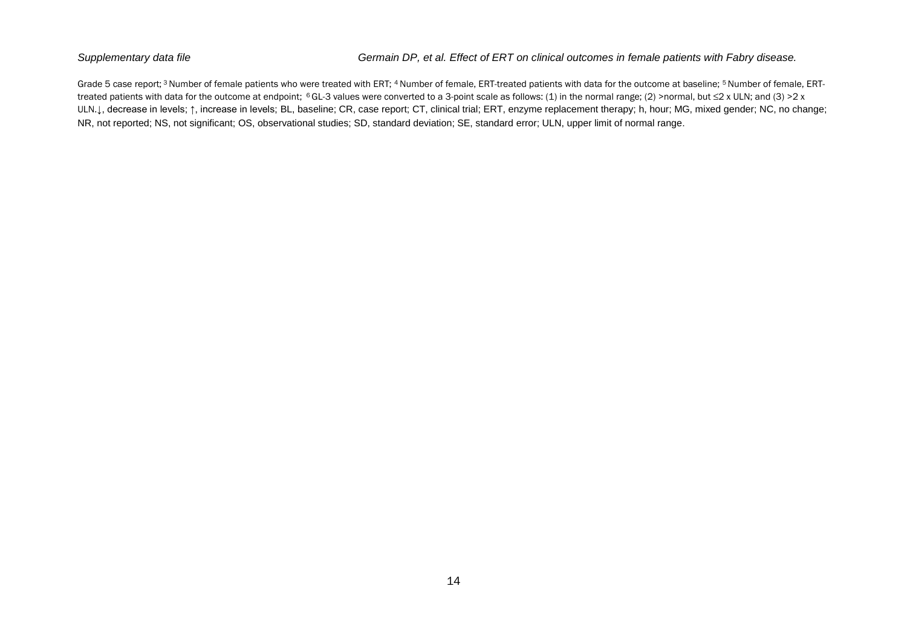Grade 5 case report; [3] Number of female patients who were treated with ERT; [4] Number of female, ERT-treated patients with data for the outcome at baseline; [5] Number of female, ERT-treated patients with data for the outcome at endpoint; [6] GL-3 values were converted to a 3-point scale as follows: (1) in the normal range; (2) >normal, but ≤2 x ULN; and (3) >2 x ULN.↓, decrease in levels; ↑, increase in levels; BL, baseline; CR, case report; CT, clinical trial; ERT, enzyme replacement therapy; h, hour; MG, mixed gender; NC, no change; NR, not reported; NS, not significant; OS, observational studies; SD, standard deviation; SE, standard error; ULN, upper limit of normal range.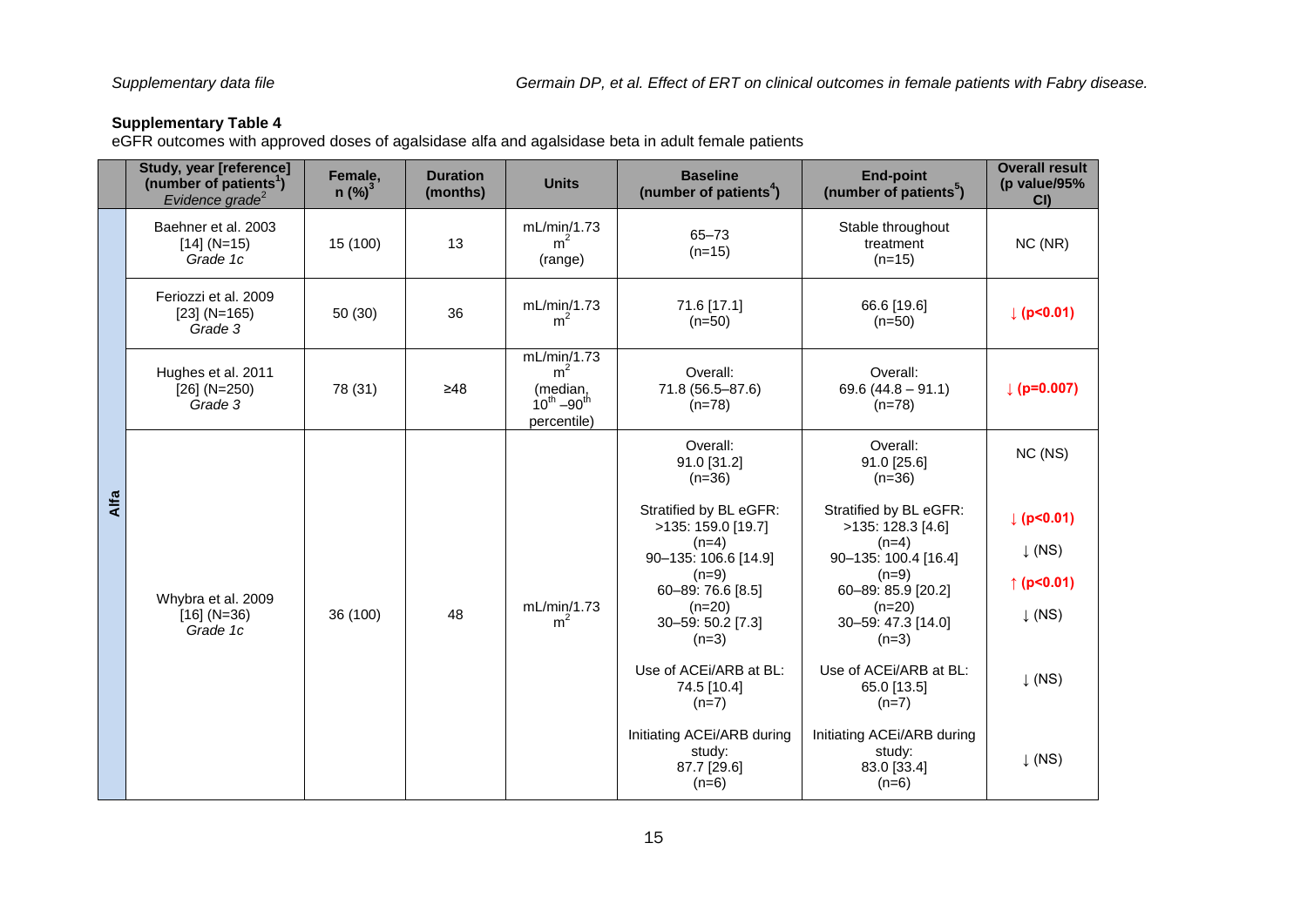**Supplementary Table 4**

eGFR outcomes with approved doses of agalsidase alfa and agalsidase beta in adult female patients

| | Study, year [reference] (number of patients[1]) *Evidence grade*[2] | Female, n (%)[3] | Duration (months) | Units | Baseline (number of patients[4]) | End-point (number of patients[5]) | Overall result (p value/95% CI) |
|---|---|---|---|---|---|---|---|
| **Alfa** | Baehner et al. 2003 [14] (N=15) *Grade 1c* | 15 (100) | 13 | mL/min/1.73 $m^2$ (range) | 65–73 (n=15) | Stable throughout treatment (n=15) | NC (NR) |
| | Feriozzi et al. 2009 [23] (N=165) *Grade 3* | 50 (30) | 36 | mL/min/1.73 $m^2$ | 71.6 [17.1] (n=50) | 66.6 [19.6] (n=50) | ↓ **(p<0.01)** |
| | Hughes et al. 2011 [26] (N=250) *Grade 3* | 78 (31) | ≥48 | mL/min/1.73 $m^2$ (median, $10^{th}$ –$90^{th}$ percentile) | Overall: 71.8 (56.5–87.6) (n=78) | Overall: 69.6 (44.8 – 91.1) (n=78) | ↓ **(p=0.007)** |
| | Whybra et al. 2009 [16] (N=36) *Grade 1c* | 36 (100) | 48 | mL/min/1.73 $m^2$ | Overall: 91.0 [31.2] (n=36) | Overall: 91.0 [25.6] (n=36) | NC (NS) |
| | | | | | Stratified by BL eGFR: >135: 159.0 [19.7] (n=4) | Stratified by BL eGFR: >135: 128.3 [4.6] (n=4) | ↓ **(p<0.01)** |
| | | | | | 90–135: 106.6 [14.9] (n=9) | 90–135: 100.4 [16.4] (n=9) | ↓ (NS) |
| | | | | | 60–89: 76.6 [8.5] (n=20) | 60–89: 85.9 [20.2] (n=20) | ↑ **(p<0.01)** |
| | | | | | 30–59: 50.2 [7.3] (n=3) | 30–59: 47.3 [14.0] (n=3) | ↓ (NS) |
| | | | | | Use of ACEi/ARB at BL: 74.5 [10.4] (n=7) | Use of ACEi/ARB at BL: 65.0 [13.5] (n=7) | ↓ (NS) |
| | | | | | Initiating ACEi/ARB during study: 87.7 [29.6] (n=6) | Initiating ACEi/ARB during study: 83.0 [33.4] (n=6) | ↓ (NS) |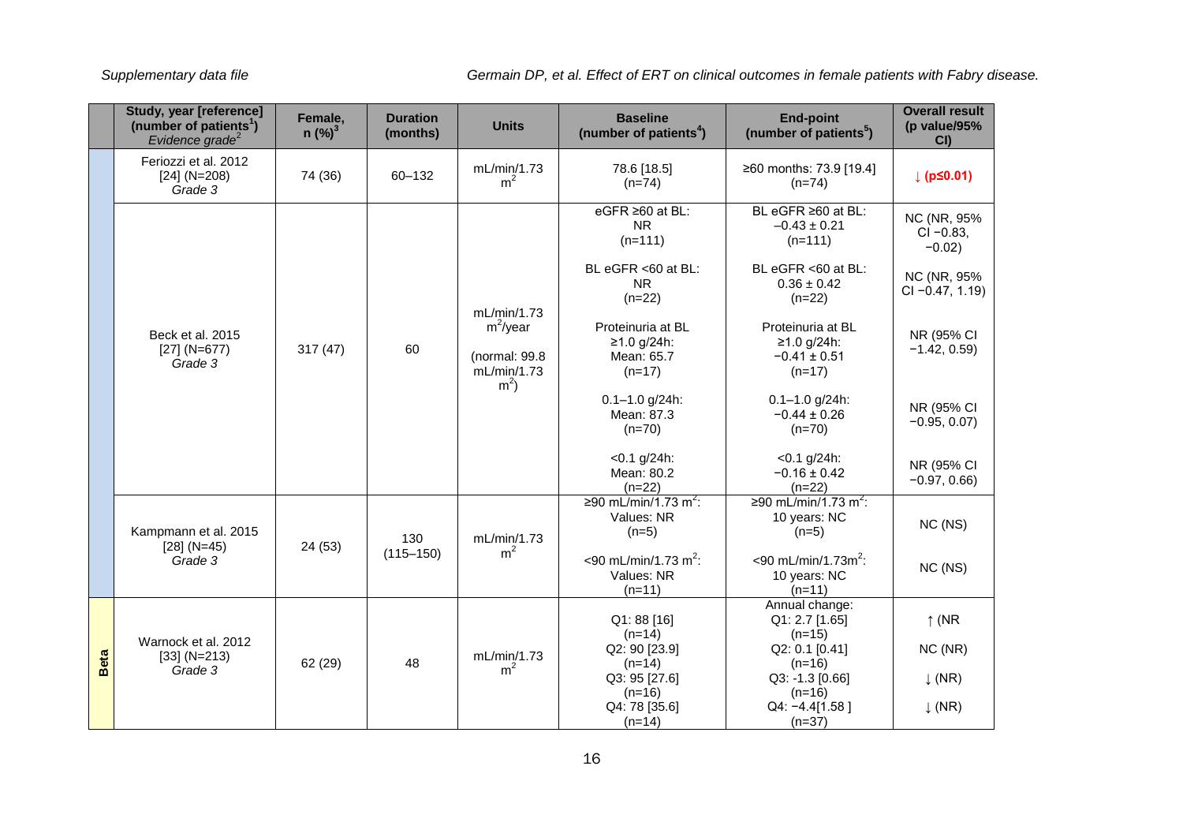| | Study, year [reference] (number of patients[1]) *Evidence grade[2]* | Female, n (%)[3] | Duration (months) | Units | Baseline (number of patients[4]) | End-point (number of patients[5]) | Overall result (p value/95% CI) |
|---|---|---|---|---|---|---|---|
| | Feriozzi et al. 2012 [24] (N=208) *Grade 3* | 74 (36) | 60–132 | mL/min/1.73 $m^2$ | 78.6 [18.5] (n=74) | ≥60 months: 73.9 [19.4] (n=74) | **↓ (p≤0.01)** |
| | Beck et al. 2015 [27] (N=677) *Grade 3* | 317 (47) | 60 | mL/min/1.73 $m^2$/year (normal: 99.8 mL/min/1.73 $m^2$) | eGFR ≥60 at BL: NR (n=111) | BL eGFR ≥60 at BL: −0.43 ± 0.21 (n=111) | NC (NR, 95% CI −0.83, −0.02) |
| | | | | | BL eGFR <60 at BL: NR (n=22) | BL eGFR <60 at BL: 0.36 ± 0.42 (n=22) | NC (NR, 95% CI −0.47, 1.19) |
| | | | | | Proteinuria at BL ≥1.0 g/24h: Mean: 65.7 (n=17) | Proteinuria at BL ≥1.0 g/24h: −0.41 ± 0.51 (n=17) | NR (95% CI −1.42, 0.59) |
| | | | | | 0.1–1.0 g/24h: Mean: 87.3 (n=70) | 0.1–1.0 g/24h: −0.44 ± 0.26 (n=70) | NR (95% CI −0.95, 0.07) |
| | | | | | <0.1 g/24h: Mean: 80.2 (n=22) | <0.1 g/24h: −0.16 ± 0.42 (n=22) | NR (95% CI −0.97, 0.66) |
| | Kampmann et al. 2015 [28] (N=45) *Grade 3* | 24 (53) | 130 (115–150) | mL/min/1.73 $m^2$ | ≥90 mL/min/1.73 $m^2$: Values: NR (n=5) | ≥90 mL/min/1.73 $m^2$: 10 years: NC (n=5) | NC (NS) |
| | | | | | <90 mL/min/1.73 $m^2$: Values: NR (n=11) | <90 mL/min/1.73$m^2$: 10 years: NC (n=11) | NC (NS) |
| **Beta** | Warnock et al. 2012 [33] (N=213) *Grade 3* | 62 (29) | 48 | mL/min/1.73 $m^2$ | Q1: 88 [16] (n=14) | Annual change: Q1: 2.7 [1.65] (n=15) | ↑ (NR |
| | | | | | Q2: 90 [23.9] (n=14) | Q2: 0.1 [0.41] (n=16) | NC (NR) |
| | | | | | Q3: 95 [27.6] (n=16) | Q3: -1.3 [0.66] (n=16) | ↓ (NR) |
| | | | | | Q4: 78 [35.6] (n=14) | Q4: −4.4[1.58 ] (n=37) | ↓ (NR) |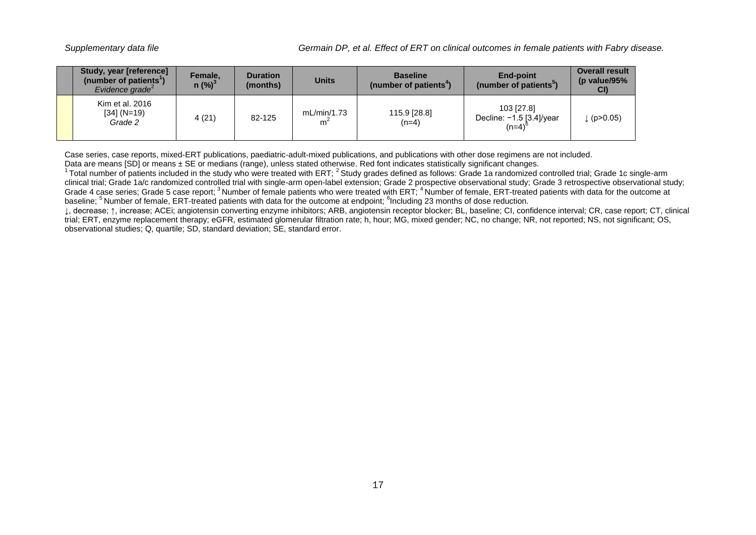| | Study, year [reference] (number of patients[1]) *Evidence grade*[2] | Female, n (%)[3] | Duration (months) | Units | Baseline (number of patients[4]) | End-point (number of patients[5]) | Overall result (p value/95% CI) |
|---|---|---|---|---|---|---|---|
| | Kim et al. 2016 [34] (N=19) *Grade 2* | 4 (21) | 82-125 | mL/min/1.73 $m^2$ | 115.9 [28.8] (n=4) | 103 [27.8] Decline: −1.5 [3.4]/year (n=4)[6] | ↓ (p>0.05) |

Case series, case reports, mixed-ERT publications, paediatric-adult-mixed publications, and publications with other dose regimens are not included.

Data are means [SD] or means ± SE or medians (range), unless stated otherwise. Red font indicates statistically significant changes.

[1] Total number of patients included in the study who were treated with ERT; [2] Study grades defined as follows: Grade 1a randomized controlled trial; Grade 1c single-arm clinical trial; Grade 1a/c randomized controlled trial with single-arm open-label extension; Grade 2 prospective observational study; Grade 3 retrospective observational study; Grade 4 case series; Grade 5 case report; [3] Number of female patients who were treated with ERT; [4] Number of female, ERT-treated patients with data for the outcome at baseline; [5] Number of female, ERT-treated patients with data for the outcome at endpoint; [6] Including 23 months of dose reduction.

↓, decrease; ↑, increase; ACEi; angiotensin converting enzyme inhibitors; ARB, angiotensin receptor blocker; BL, baseline; CI, confidence interval; CR, case report; CT, clinical trial; ERT, enzyme replacement therapy; eGFR, estimated glomerular filtration rate; h, hour; MG, mixed gender; NC, no change; NR, not reported; NS, not significant; OS, observational studies; Q, quartile; SD, standard deviation; SE, standard error.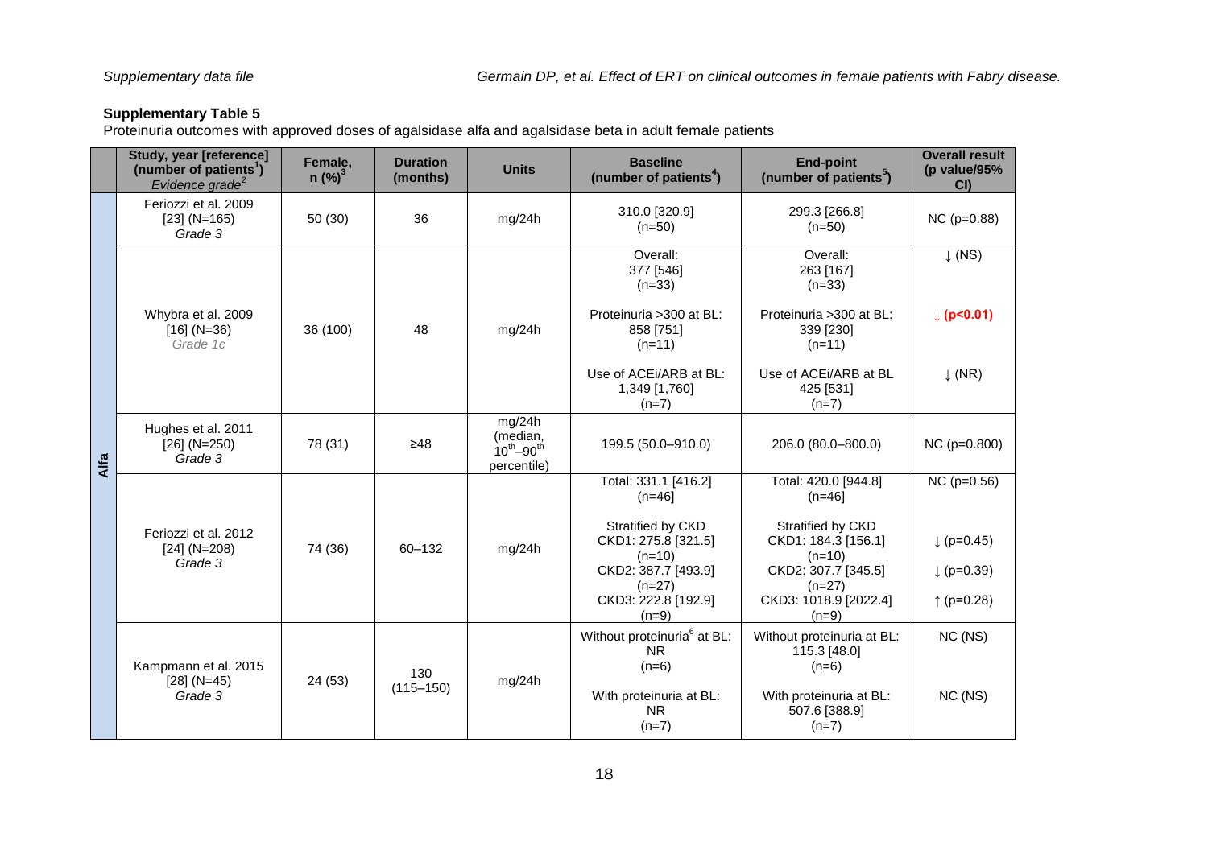**Supplementary Table 5**

Proteinuria outcomes with approved doses of agalsidase alfa and agalsidase beta in adult female patients

| | Study, year [reference] (number of patients[1]) *Evidence grade[2]* | Female, n (%)[3] | Duration (months) | Units | Baseline (number of patients[4]) | End-point (number of patients[5]) | Overall result (p value/95% CI) |
|---|---|---|---|---|---|---|---|
| Alfa | Feriozzi et al. 2009 [23] (N=165) *Grade 3* | 50 (30) | 36 | mg/24h | 310.0 [320.9] (n=50) | 299.3 [266.8] (n=50) | NC (p=0.88) |
| | Whybra et al. 2009 [16] (N=36) *Grade 1c* | 36 (100) | 48 | mg/24h | Overall: 377 [546] (n=33) | Overall: 263 [167] (n=33) | ↓ (NS) |
| | | | | | Proteinuria >300 at BL: 858 [751] (n=11) | Proteinuria >300 at BL: 339 [230] (n=11) | **↓ (p<0.01)** |
| | | | | | Use of ACEi/ARB at BL: 1,349 [1,760] (n=7) | Use of ACEi/ARB at BL 425 [531] (n=7) | ↓ (NR) |
| | Hughes et al. 2011 [26] (N=250) *Grade 3* | 78 (31) | ≥48 | mg/24h (median, $10^{th}$–$90^{th}$ percentile) | 199.5 (50.0–910.0) | 206.0 (80.0–800.0) | NC (p=0.800) |
| | Feriozzi et al. 2012 [24] (N=208) *Grade 3* | 74 (36) | 60–132 | mg/24h | Total: 331.1 [416.2] (n=46) | Total: 420.0 [944.8] (n=46) | NC (p=0.56) |
| | | | | | Stratified by CKD CKD1: 275.8 [321.5] (n=10) | Stratified by CKD CKD1: 184.3 [156.1] (n=10) | ↓ (p=0.45) |
| | | | | | CKD2: 387.7 [493.9] (n=27) | CKD2: 307.7 [345.5] (n=27) | ↓ (p=0.39) |
| | | | | | CKD3: 222.8 [192.9] (n=9) | CKD3: 1018.9 [2022.4] (n=9) | ↑ (p=0.28) |
| | Kampmann et al. 2015 [28] (N=45) *Grade 3* | 24 (53) | 130 (115–150) | mg/24h | Without proteinuria[6] at BL: NR (n=6) | Without proteinuria at BL: 115.3 [48.0] (n=6) | NC (NS) |
| | | | | | With proteinuria at BL: NR (n=7) | With proteinuria at BL: 507.6 [388.9] (n=7) | NC (NS) |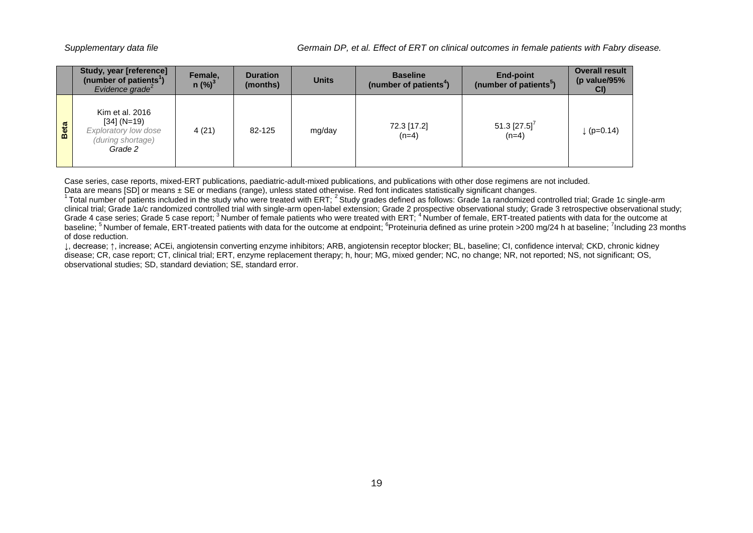| | Study, year [reference] (number of patients[1]) *Evidence grade*[2] | Female, n (%)[3] | Duration (months) | Units | Baseline (number of patients[4]) | End-point (number of patients[5]) | Overall result (p value/95% CI) |
|---|---|---|---|---|---|---|---|
| **Beta** | Kim et al. 2016 [34] (N=19) *Exploratory low dose (during shortage)* *Grade 2* | 4 (21) | 82-125 | mg/day | 72.3 [17.2] (n=4) | 51.3 [27.5][7] (n=4) | ↓ (p=0.14) |

Case series, case reports, mixed-ERT publications, paediatric-adult-mixed publications, and publications with other dose regimens are not included.
Data are means [SD] or means ± SE or medians (range), unless stated otherwise. Red font indicates statistically significant changes.
[1] Total number of patients included in the study who were treated with ERT; [2] Study grades defined as follows: Grade 1a randomized controlled trial; Grade 1c single-arm clinical trial; Grade 1a/c randomized controlled trial with single-arm open-label extension; Grade 2 prospective observational study; Grade 3 retrospective observational study; Grade 4 case series; Grade 5 case report; [3] Number of female patients who were treated with ERT; [4] Number of female, ERT-treated patients with data for the outcome at baseline; [5] Number of female, ERT-treated patients with data for the outcome at endpoint; [6]Proteinuria defined as urine protein >200 mg/24 h at baseline; [7]Including 23 months of dose reduction.
↓, decrease; ↑, increase; ACEi, angiotensin converting enzyme inhibitors; ARB, angiotensin receptor blocker; BL, baseline; CI, confidence interval; CKD, chronic kidney disease; CR, case report; CT, clinical trial; ERT, enzyme replacement therapy; h, hour; MG, mixed gender; NC, no change; NR, not reported; NS, not significant; OS, observational studies; SD, standard deviation; SE, standard error.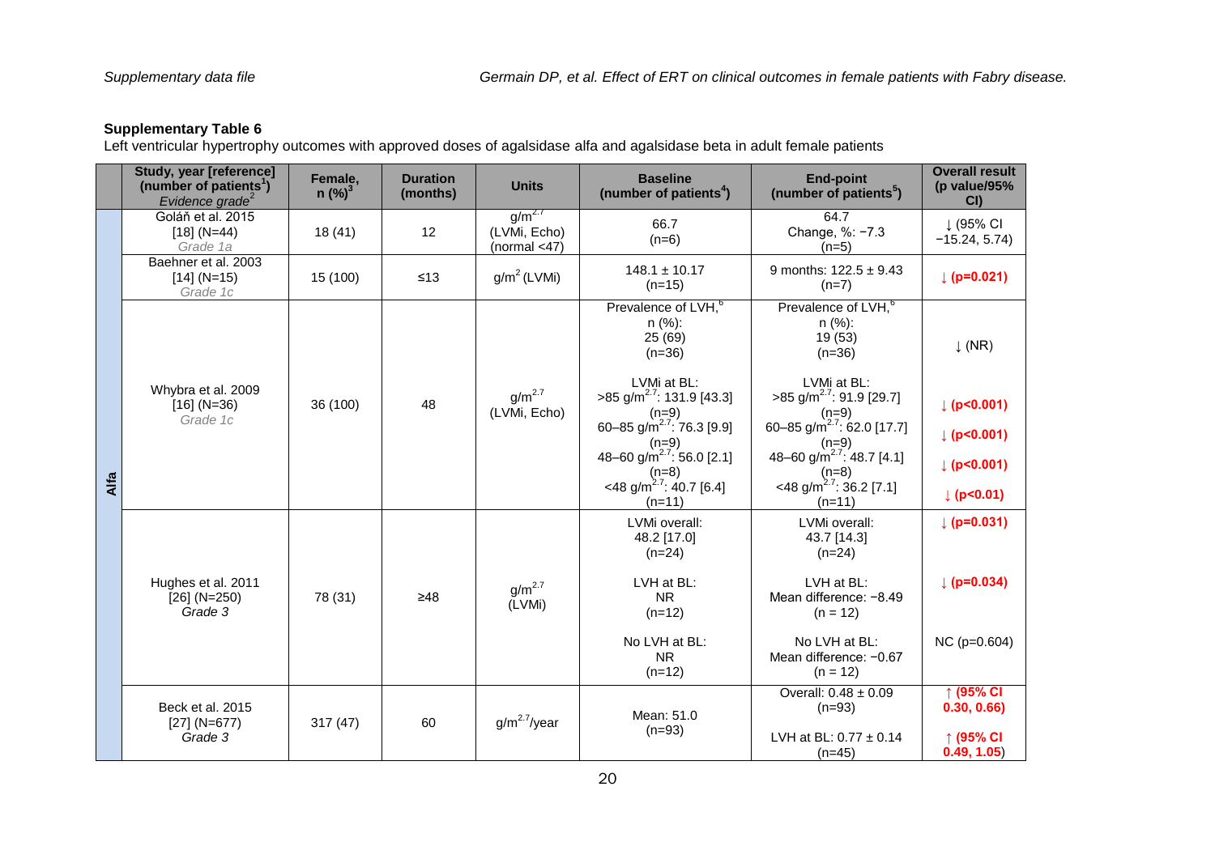**Supplementary Table 6**

Left ventricular hypertrophy outcomes with approved doses of agalsidase alfa and agalsidase beta in adult female patients

| | Study, year [reference] (number of patients[1]) *Evidence grade*[2] | Female, n (%)[3] | Duration (months) | Units | Baseline (number of patients[4]) | End-point (number of patients[5]) | Overall result (p value/95% CI) |
|---|---|---|---|---|---|---|---|
| **Alfa** | Goláň et al. 2015 [18] (N=44) *Grade 1a* | 18 (41) | 12 | $g/m^{2.7}$ (LVMi, Echo) (normal <47) | 66.7 (n=6) | 64.7 Change, %: −7.3 (n=5) | ↓ (95% CI −15.24, 5.74) |
| | Baehner et al. 2003 [14] (N=15) *Grade 1c* | 15 (100) | ≤13 | $g/m^2$ (LVMi) | 148.1 ± 10.17 (n=15) | 9 months: 122.5 ± 9.43 (n=7) | ↓ **(p=0.021)** |
| | Whybra et al. 2009 [16] (N=36) *Grade 1c* | 36 (100) | 48 | $g/m^{2.7}$ (LVMi, Echo) | Prevalence of LVH,[6] n (%): 25 (69) (n=36) | Prevalence of LVH,[6] n (%): 19 (53) (n=36) | ↓ (NR) |
| | | | | | LVMi at BL: >85 $g/m^{2.7}$: 131.9 [43.3] (n=9) | LVMi at BL: >85 $g/m^{2.7}$: 91.9 [29.7] (n=9) | ↓ **(p<0.001)** |
| | | | | | 60–85 $g/m^{2.7}$: 76.3 [9.9] (n=9) | 60–85 $g/m^{2.7}$: 62.0 [17.7] (n=9) | ↓ **(p<0.001)** |
| | | | | | 48–60 $g/m^{2.7}$: 56.0 [2.1] (n=8) | 48–60 $g/m^{2.7}$: 48.7 [4.1] (n=8) | ↓ **(p<0.001)** |
| | | | | | <48 $g/m^{2.7}$: 40.7 [6.4] (n=11) | <48 $g/m^{2.7}$: 36.2 [7.1] (n=11) | ↓ **(p<0.01)** |
| | Hughes et al. 2011 [26] (N=250) *Grade 3* | 78 (31) | ≥48 | $g/m^{2.7}$ (LVMi) | LVMi overall: 48.2 [17.0] (n=24) | LVMi overall: 43.7 [14.3] (n=24) | ↓ **(p=0.031)** |
| | | | | | LVH at BL: NR (n=12) | LVH at BL: Mean difference: −8.49 (n = 12) | ↓ **(p=0.034)** |
| | | | | | No LVH at BL: NR (n=12) | No LVH at BL: Mean difference: −0.67 (n = 12) | NC (p=0.604) |
| | Beck et al. 2015 [27] (N=677) *Grade 3* | 317 (47) | 60 | $g/m^{2.7}$/year | Mean: 51.0 (n=93) | Overall: 0.48 ± 0.09 (n=93) | ↑ **(95% CI 0.30, 0.66)** |
| | | | | | | LVH at BL: 0.77 ± 0.14 (n=45) | ↑ **(95% CI 0.49, 1.05)** |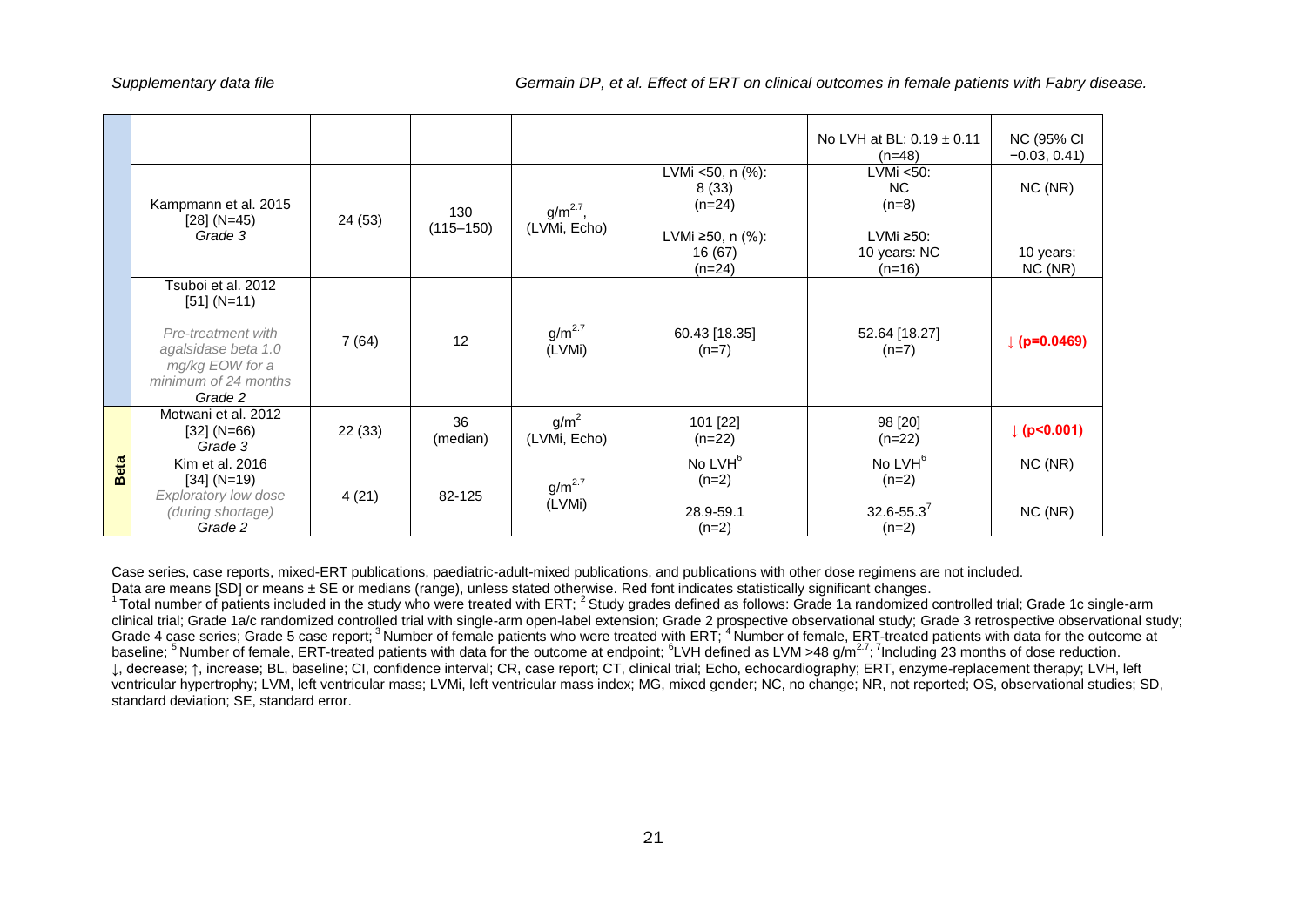| | | | | | | | |
|---|---|---|---|---|---|---|---|
| | | | | | | No LVH at BL: 0.19 ± 0.11 (n=48) | NC (95% CI −0.03, 0.41) |
| | Kampmann et al. 2015 [28] (N=45) *Grade 3* | 24 (53) | 130 (115–150) | $g/m^{2.7}$, (LVMi, Echo) | LVMi <50, n (%): 8 (33) (n=24)<br><br>LVMi ≥50, n (%): 16 (67) (n=24) | LVMi <50: NC (n=8)<br><br>LVMi ≥50: 10 years: NC (n=16) | NC (NR)<br><br>10 years: NC (NR) |
| | Tsuboi et al. 2012 [51] (N=11)<br><br>*Pre-treatment with agalsidase beta 1.0 mg/kg EOW for a minimum of 24 months*<br>*Grade 2* | 7 (64) | 12 | $g/m^{2.7}$ (LVMi) | 60.43 [18.35] (n=7) | 52.64 [18.27] (n=7) | **↓ (p=0.0469)** |
| **Beta** | Motwani et al. 2012 [32] (N=66) *Grade 3* | 22 (33) | 36 (median) | $g/m^2$ (LVMi, Echo) | 101 [22] (n=22) | 98 [20] (n=22) | **↓ (p<0.001)** |
| | Kim et al. 2016 [34] (N=19) *Exploratory low dose (during shortage)* *Grade 2* | 4 (21) | 82-125 | $g/m^{2.7}$ (LVMi) | No LVH[6] (n=2)<br><br>28.9-59.1 (n=2) | No LVH[6] (n=2)<br><br>32.6-55.3[7] (n=2) | NC (NR)<br><br>NC (NR) |

Case series, case reports, mixed-ERT publications, paediatric-adult-mixed publications, and publications with other dose regimens are not included.
Data are means [SD] or means ± SE or medians (range), unless stated otherwise. Red font indicates statistically significant changes.
[1] Total number of patients included in the study who were treated with ERT; [2] Study grades defined as follows: Grade 1a randomized controlled trial; Grade 1c single-arm clinical trial; Grade 1a/c randomized controlled trial with single-arm open-label extension; Grade 2 prospective observational study; Grade 3 retrospective observational study; Grade 4 case series; Grade 5 case report; [3] Number of female patients who were treated with ERT; [4] Number of female, ERT-treated patients with data for the outcome at baseline; [5] Number of female, ERT-treated patients with data for the outcome at endpoint; [6] LVH defined as LVM >48 $g/m^{2.7}$; [7] Including 23 months of dose reduction.
↓, decrease; ↑, increase; BL, baseline; CI, confidence interval; CR, case report; CT, clinical trial; Echo, echocardiography; ERT, enzyme-replacement therapy; LVH, left ventricular hypertrophy; LVM, left ventricular mass; LVMi, left ventricular mass index; MG, mixed gender; NC, no change; NR, not reported; OS, observational studies; SD, standard deviation; SE, standard error.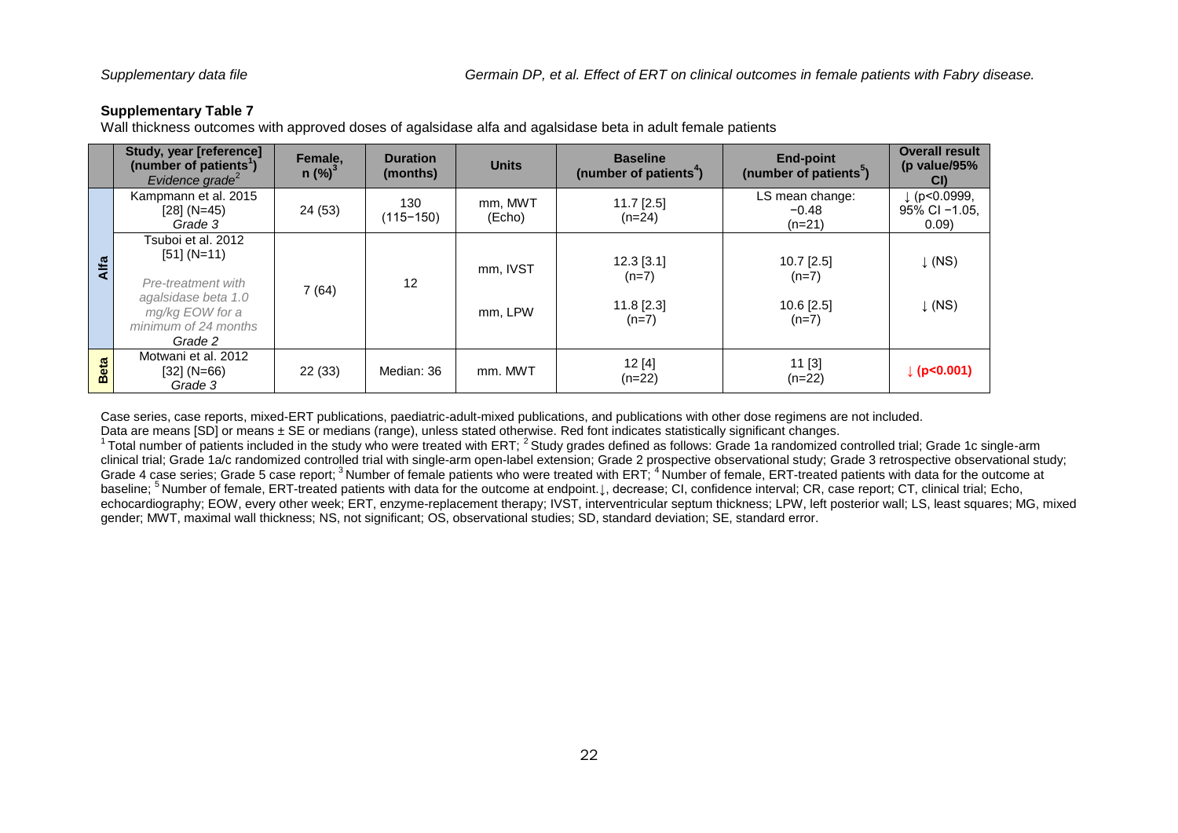**Supplementary Table 7**

Wall thickness outcomes with approved doses of agalsidase alfa and agalsidase beta in adult female patients

| | Study, year [reference] (number of patients[1]) *Evidence grade[2]* | Female, n (%)[3] | Duration (months) | Units | Baseline (number of patients[4]) | End-point (number of patients[5]) | Overall result (p value/95% CI) |
|---|---|---|---|---|---|---|---|
| Alfa | Kampmann et al. 2015 [28] (N=45) *Grade 3* | 24 (53) | 130 (115−150) | mm, MWT (Echo) | 11.7 [2.5] (n=24) | LS mean change: −0.48 (n=21) | ↓ (p<0.0999, 95% CI −1.05, 0.09) |
| Alfa | Tsuboi et al. 2012 [51] (N=11) *Pre-treatment with agalsidase beta 1.0 mg/kg EOW for a minimum of 24 months* *Grade 2* | 7 (64) | 12 | mm, IVST | 12.3 [3.1] (n=7) | 10.7 [2.5] (n=7) | ↓ (NS) |
| | | | | mm, LPW | 11.8 [2.3] (n=7) | 10.6 [2.5] (n=7) | ↓ (NS) |
| Beta | Motwani et al. 2012 [32] (N=66) *Grade 3* | 22 (33) | Median: 36 | mm. MWT | 12 [4] (n=22) | 11 [3] (n=22) | **↓ (p<0.001)** |

Case series, case reports, mixed-ERT publications, paediatric-adult-mixed publications, and publications with other dose regimens are not included.

Data are means [SD] or means ± SE or medians (range), unless stated otherwise. Red font indicates statistically significant changes.

[1] Total number of patients included in the study who were treated with ERT; [2] Study grades defined as follows: Grade 1a randomized controlled trial; Grade 1c single-arm clinical trial; Grade 1a/c randomized controlled trial with single-arm open-label extension; Grade 2 prospective observational study; Grade 3 retrospective observational study; Grade 4 case series; Grade 5 case report; [3] Number of female patients who were treated with ERT; [4] Number of female, ERT-treated patients with data for the outcome at baseline; [5] Number of female, ERT-treated patients with data for the outcome at endpoint. ↓, decrease; CI, confidence interval; CR, case report; CT, clinical trial; Echo, echocardiography; EOW, every other week; ERT, enzyme-replacement therapy; IVST, interventricular septum thickness; LPW, left posterior wall; LS, least squares; MG, mixed gender; MWT, maximal wall thickness; NS, not significant; OS, observational studies; SD, standard deviation; SE, standard error.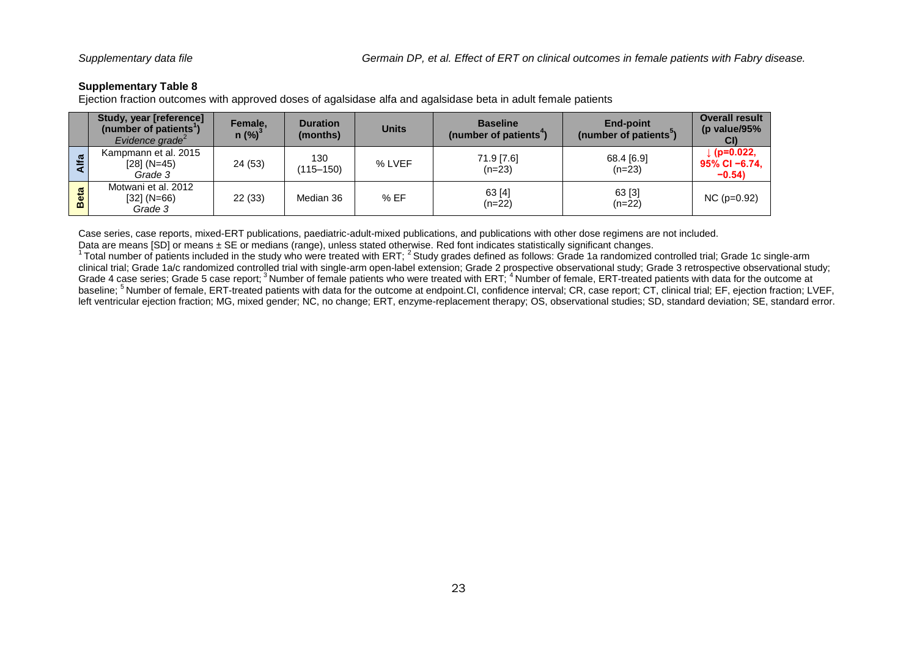**Supplementary Table 8**

Ejection fraction outcomes with approved doses of agalsidase alfa and agalsidase beta in adult female patients

| | Study, year [reference] (number of patients[1]) *Evidence grade*[2] | Female, n (%)[3] | Duration (months) | Units | Baseline (number of patients[4]) | End-point (number of patients[5]) | Overall result (p value/95% CI) |
|---|---|---|---|---|---|---|---|
| **Alfa** | Kampmann et al. 2015 [28] (N=45) *Grade 3* | 24 (53) | 130 (115–150) | % LVEF | 71.9 [7.6] (n=23) | 68.4 [6.9] (n=23) | **↓ (p=0.022, 95% CI −6.74, −0.54)** |
| **Beta** | Motwani et al. 2012 [32] (N=66) *Grade 3* | 22 (33) | Median 36 | % EF | 63 [4] (n=22) | 63 [3] (n=22) | NC (p=0.92) |

Case series, case reports, mixed-ERT publications, paediatric-adult-mixed publications, and publications with other dose regimens are not included.

Data are means [SD] or means ± SE or medians (range), unless stated otherwise. Red font indicates statistically significant changes.

[1] Total number of patients included in the study who were treated with ERT; [2] Study grades defined as follows: Grade 1a randomized controlled trial; Grade 1c single-arm clinical trial; Grade 1a/c randomized controlled trial with single-arm open-label extension; Grade 2 prospective observational study; Grade 3 retrospective observational study; Grade 4 case series; Grade 5 case report; [3] Number of female patients who were treated with ERT; [4] Number of female, ERT-treated patients with data for the outcome at baseline; [5] Number of female, ERT-treated patients with data for the outcome at endpoint.CI, confidence interval; CR, case report; CT, clinical trial; EF, ejection fraction; LVEF, left ventricular ejection fraction; MG, mixed gender; NC, no change; ERT, enzyme-replacement therapy; OS, observational studies; SD, standard deviation; SE, standard error.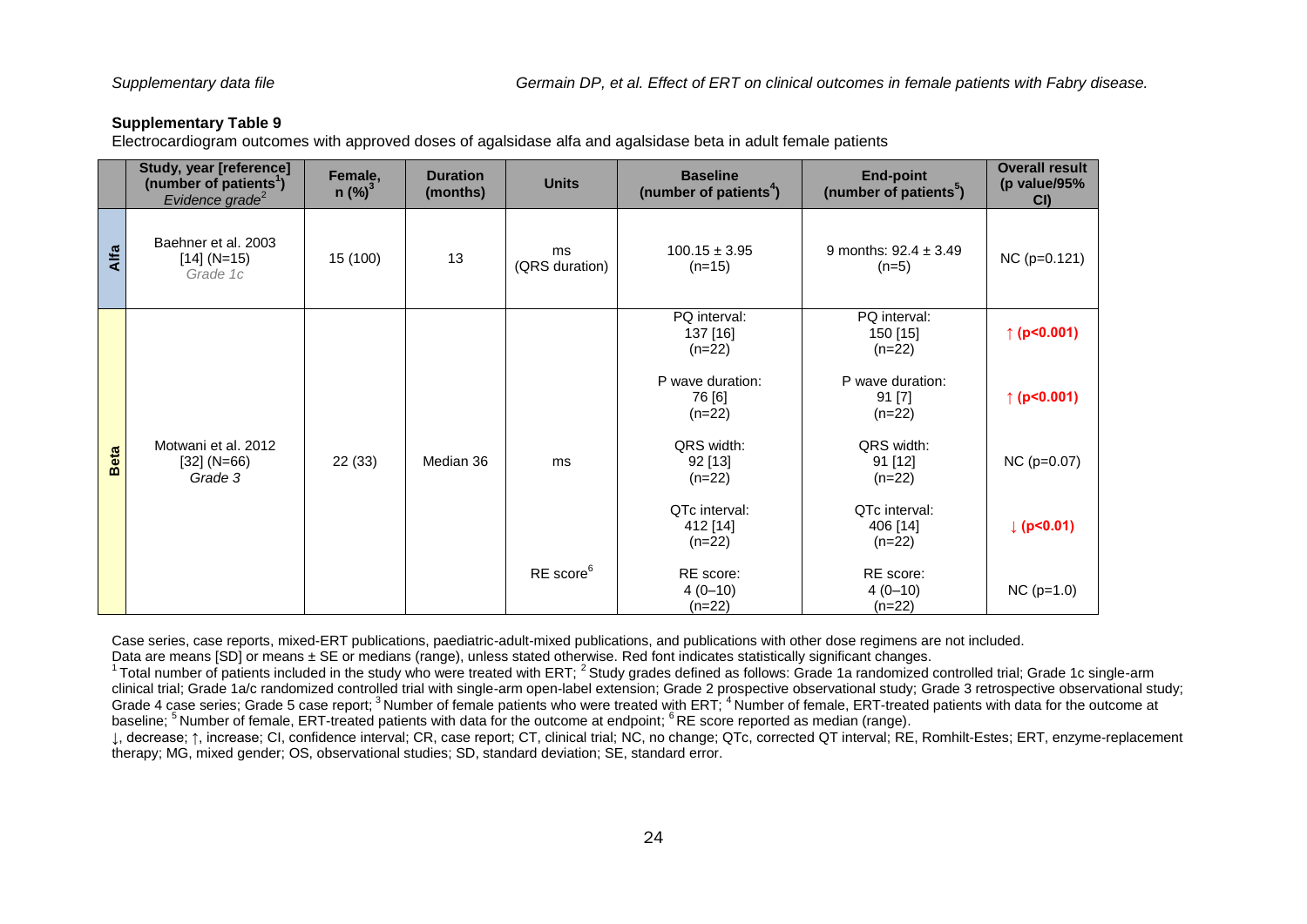### Supplementary Table 9

Electrocardiogram outcomes with approved doses of agalsidase alfa and agalsidase beta in adult female patients

| | Study, year [reference] (number of patients[1]) *Evidence grade*[2] | Female, n (%)[3] | Duration (months) | Units | Baseline (number of patients[4]) | End-point (number of patients[5]) | Overall result (p value/95% CI) |
|---|---|---|---|---|---|---|---|
| **Alfa** | Baehner et al. 2003 [14] (N=15) *Grade 1c* | 15 (100) | 13 | ms (QRS duration) | 100.15 ± 3.95 (n=15) | 9 months: 92.4 ± 3.49 (n=5) | NC (p=0.121) |
| **Beta** | Motwani et al. 2012 [32] (N=66) *Grade 3* | 22 (33) | Median 36 | ms | PQ interval: 137 [16] (n=22) | PQ interval: 150 [15] (n=22) | **↑ (p<0.001)** |
| | | | | | P wave duration: 76 [6] (n=22) | P wave duration: 91 [7] (n=22) | **↑ (p<0.001)** |
| | | | | | QRS width: 92 [13] (n=22) | QRS width: 91 [12] (n=22) | NC (p=0.07) |
| | | | | | QTc interval: 412 [14] (n=22) | QTc interval: 406 [14] (n=22) | **↓ (p<0.01)** |
| | | | | RE score[6] | RE score: 4 (0–10) (n=22) | RE score: 4 (0–10) (n=22) | NC (p=1.0) |

Case series, case reports, mixed-ERT publications, paediatric-adult-mixed publications, and publications with other dose regimens are not included.
Data are means [SD] or means ± SE or medians (range), unless stated otherwise. Red font indicates statistically significant changes.
[1] Total number of patients included in the study who were treated with ERT; [2] Study grades defined as follows: Grade 1a randomized controlled trial; Grade 1c single-arm clinical trial; Grade 1a/c randomized controlled trial with single-arm open-label extension; Grade 2 prospective observational study; Grade 3 retrospective observational study; Grade 4 case series; Grade 5 case report; [3] Number of female patients who were treated with ERT; [4] Number of female, ERT-treated patients with data for the outcome at baseline; [5] Number of female, ERT-treated patients with data for the outcome at endpoint; [6] RE score reported as median (range).
↓, decrease; ↑, increase; CI, confidence interval; CR, case report; CT, clinical trial; NC, no change; QTc, corrected QT interval; RE, Romhilt-Estes; ERT, enzyme-replacement therapy; MG, mixed gender; OS, observational studies; SD, standard deviation; SE, standard error.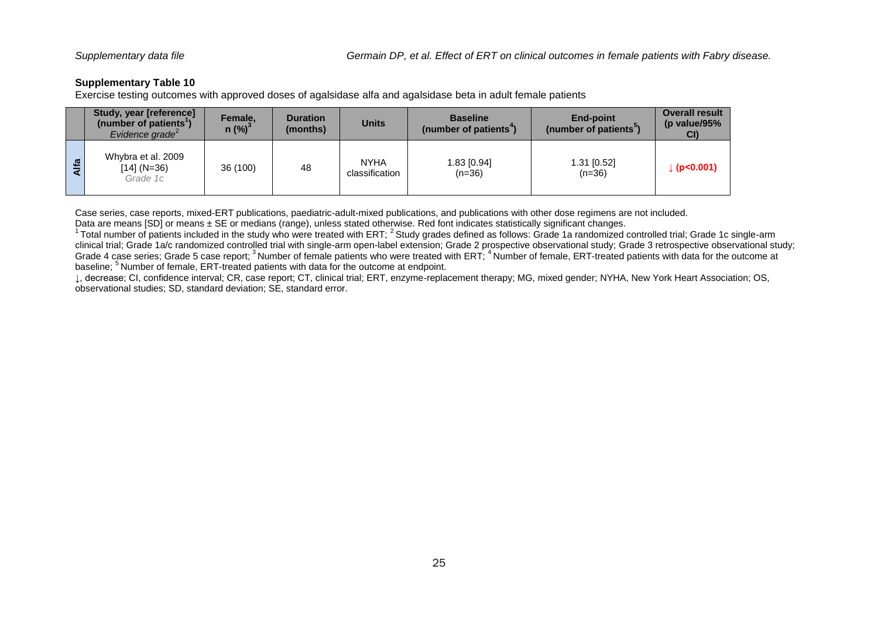**Supplementary Table 10**

Exercise testing outcomes with approved doses of agalsidase alfa and agalsidase beta in adult female patients

| | Study, year [reference] (number of patients[1]) *Evidence grade[2]* | Female, n (%)[3] | Duration (months) | Units | Baseline (number of patients[4]) | End-point (number of patients[5]) | Overall result (p value/95% CI) |
|---|---|---|---|---|---|---|---|
| Alfa | Whybra et al. 2009 [14] (N=36) *Grade 1c* | 36 (100) | 48 | NYHA classification | 1.83 [0.94] (n=36) | 1.31 [0.52] (n=36) | **↓ (p<0.001)** |

Case series, case reports, mixed-ERT publications, paediatric-adult-mixed publications, and publications with other dose regimens are not included.

Data are means [SD] or means ± SE or medians (range), unless stated otherwise. Red font indicates statistically significant changes.

[1] Total number of patients included in the study who were treated with ERT; [2] Study grades defined as follows: Grade 1a randomized controlled trial; Grade 1c single-arm clinical trial; Grade 1a/c randomized controlled trial with single-arm open-label extension; Grade 2 prospective observational study; Grade 3 retrospective observational study; Grade 4 case series; Grade 5 case report; [3] Number of female patients who were treated with ERT; [4] Number of female, ERT-treated patients with data for the outcome at baseline; [5] Number of female, ERT-treated patients with data for the outcome at endpoint.

↓, decrease; CI, confidence interval; CR, case report; CT, clinical trial; ERT, enzyme-replacement therapy; MG, mixed gender; NYHA, New York Heart Association; OS, observational studies; SD, standard deviation; SE, standard error.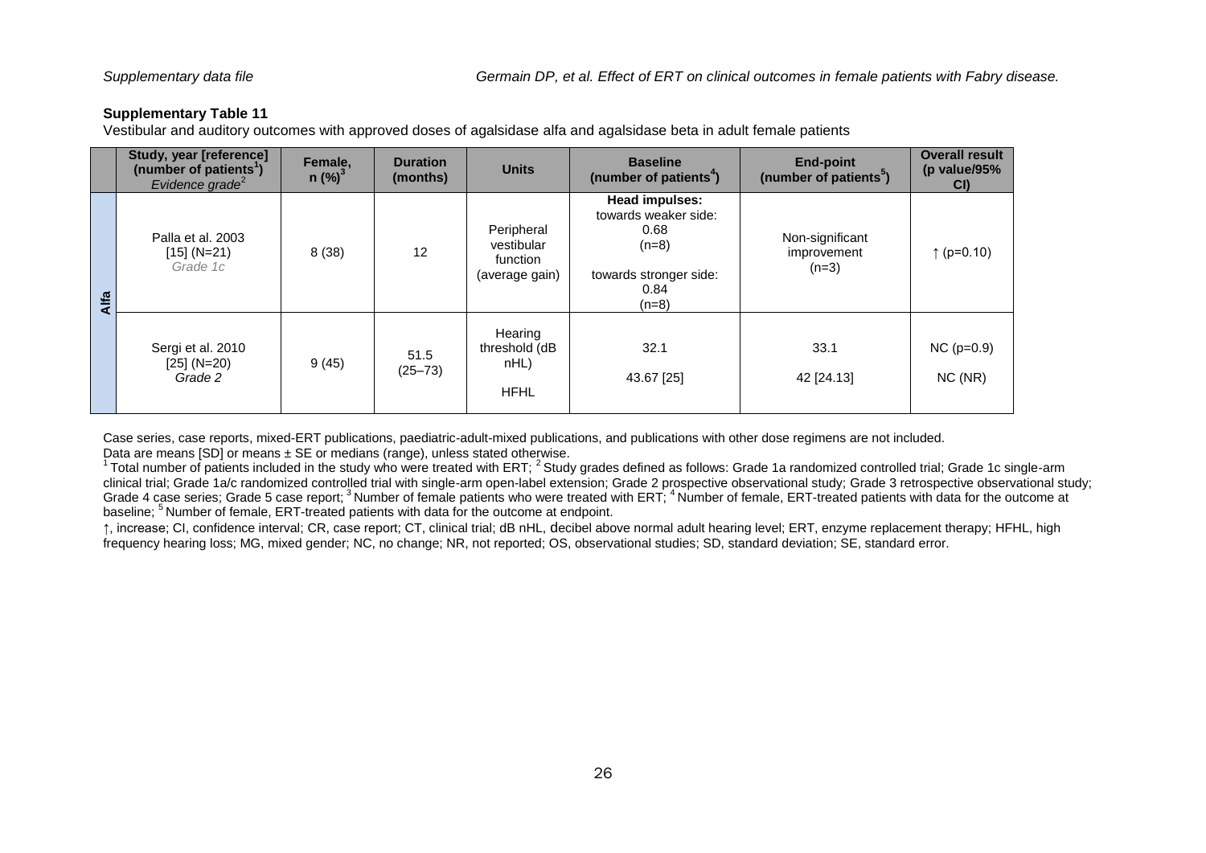**Supplementary Table 11**

Vestibular and auditory outcomes with approved doses of agalsidase alfa and agalsidase beta in adult female patients

| | Study, year [reference] (number of patients[1]) *Evidence grade*[2] | Female, n (%)[3] | Duration (months) | Units | Baseline (number of patients[4]) | End-point (number of patients[5]) | Overall result (p value/95% CI) |
|---|---|---|---|---|---|---|---|
| Alfa | Palla et al. 2003 [15] (N=21) *Grade 1c* | 8 (38) | 12 | Peripheral vestibular function (average gain) | **Head impulses:** towards weaker side: 0.68 (n=8) towards stronger side: 0.84 (n=8) | Non-significant improvement (n=3) | ↑ (p=0.10) |
| | Sergi et al. 2010 [25] (N=20) *Grade 2* | 9 (45) | 51.5 (25–73) | Hearing threshold (dB nHL) HFHL | 32.1 43.67 [25] | 33.1 42 [24.13] | NC (p=0.9) NC (NR) |

Case series, case reports, mixed-ERT publications, paediatric-adult-mixed publications, and publications with other dose regimens are not included.
Data are means [SD] or means ± SE or medians (range), unless stated otherwise.
[1] Total number of patients included in the study who were treated with ERT; [2] Study grades defined as follows: Grade 1a randomized controlled trial; Grade 1c single-arm clinical trial; Grade 1a/c randomized controlled trial with single-arm open-label extension; Grade 2 prospective observational study; Grade 3 retrospective observational study; Grade 4 case series; Grade 5 case report; [3] Number of female patients who were treated with ERT; [4] Number of female, ERT-treated patients with data for the outcome at baseline; [5] Number of female, ERT-treated patients with data for the outcome at endpoint.

↑, increase; CI, confidence interval; CR, case report; CT, clinical trial; dB nHL, decibel above normal adult hearing level; ERT, enzyme replacement therapy; HFHL, high frequency hearing loss; MG, mixed gender; NC, no change; NR, not reported; OS, observational studies; SD, standard deviation; SE, standard error.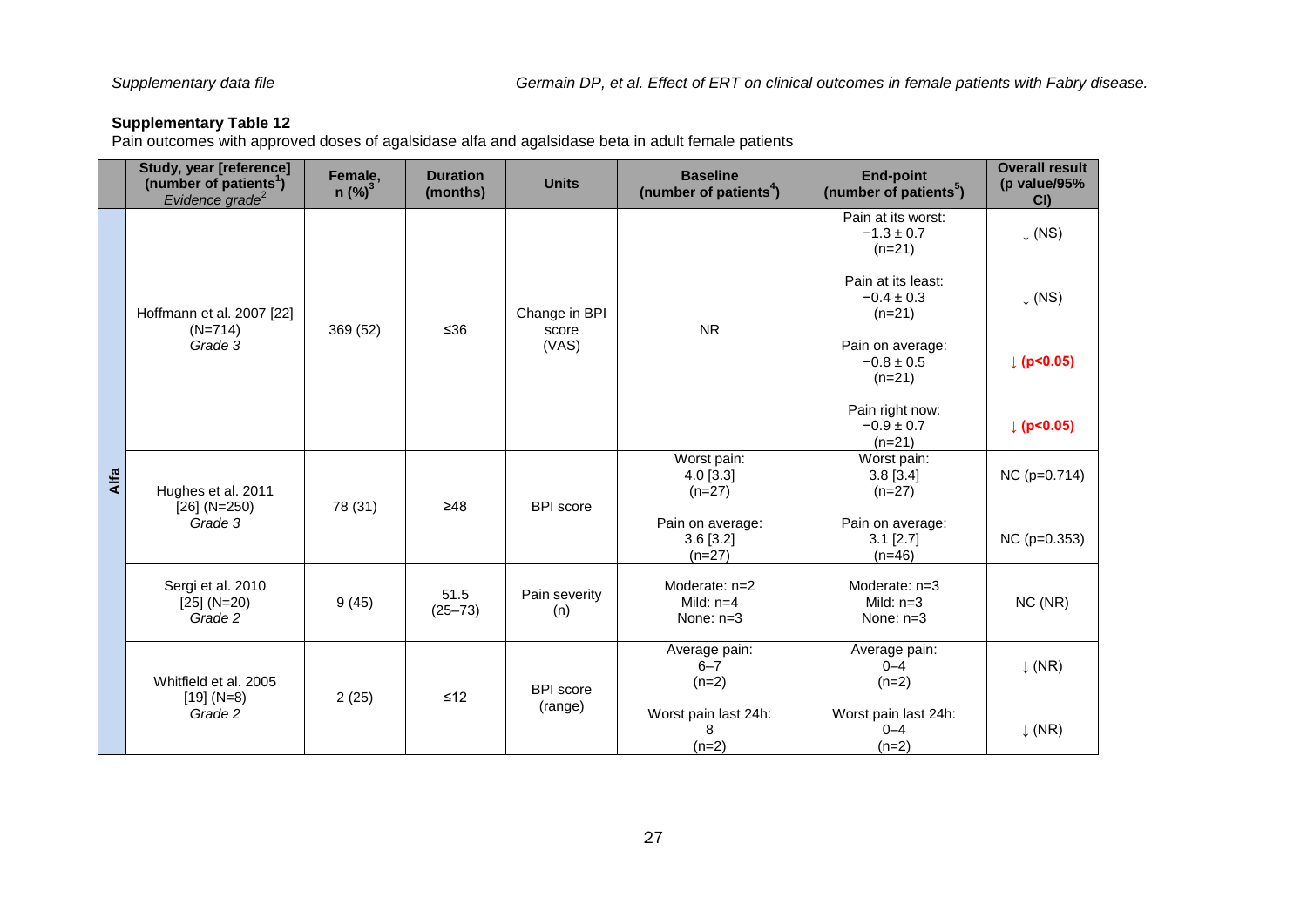**Supplementary Table 12**

Pain outcomes with approved doses of agalsidase alfa and agalsidase beta in adult female patients

| | Study, year [reference] (number of patients[1]) *Evidence grade*[2] | Female, n (%)[3] | Duration (months) | Units | Baseline (number of patients[4]) | End-point (number of patients[5]) | Overall result (p value/95% CI) |
|---|---|---|---|---|---|---|---|
| Alfa | Hoffmann et al. 2007 [22] (N=714) *Grade 3* | 369 (52) | ≤36 | Change in BPI score (VAS) | NR | Pain at its worst: −1.3 ± 0.7 (n=21) | ↓ (NS) |
| | | | | | | Pain at its least: −0.4 ± 0.3 (n=21) | ↓ (NS) |
| | | | | | | Pain on average: −0.8 ± 0.5 (n=21) | ↓ **(p<0.05)** |
| | | | | | | Pain right now: −0.9 ± 0.7 (n=21) | ↓ **(p<0.05)** |
| | Hughes et al. 2011 [26] (N=250) *Grade 3* | 78 (31) | ≥48 | BPI score | Worst pain: 4.0 [3.3] (n=27) | Worst pain: 3.8 [3.4] (n=27) | NC (p=0.714) |
| | | | | | Pain on average: 3.6 [3.2] (n=27) | Pain on average: 3.1 [2.7] (n=46) | NC (p=0.353) |
| | Sergi et al. 2010 [25] (N=20) *Grade 2* | 9 (45) | 51.5 (25–73) | Pain severity (n) | Moderate: n=2<br>Mild: n=4<br>None: n=3 | Moderate: n=3<br>Mild: n=3<br>None: n=3 | NC (NR) |
| | Whitfield et al. 2005 [19] (N=8) *Grade 2* | 2 (25) | ≤12 | BPI score (range) | Average pain: 6–7 (n=2) | Average pain: 0–4 (n=2) | ↓ (NR) |
| | | | | | Worst pain last 24h: 8 (n=2) | Worst pain last 24h: 0–4 (n=2) | ↓ (NR) |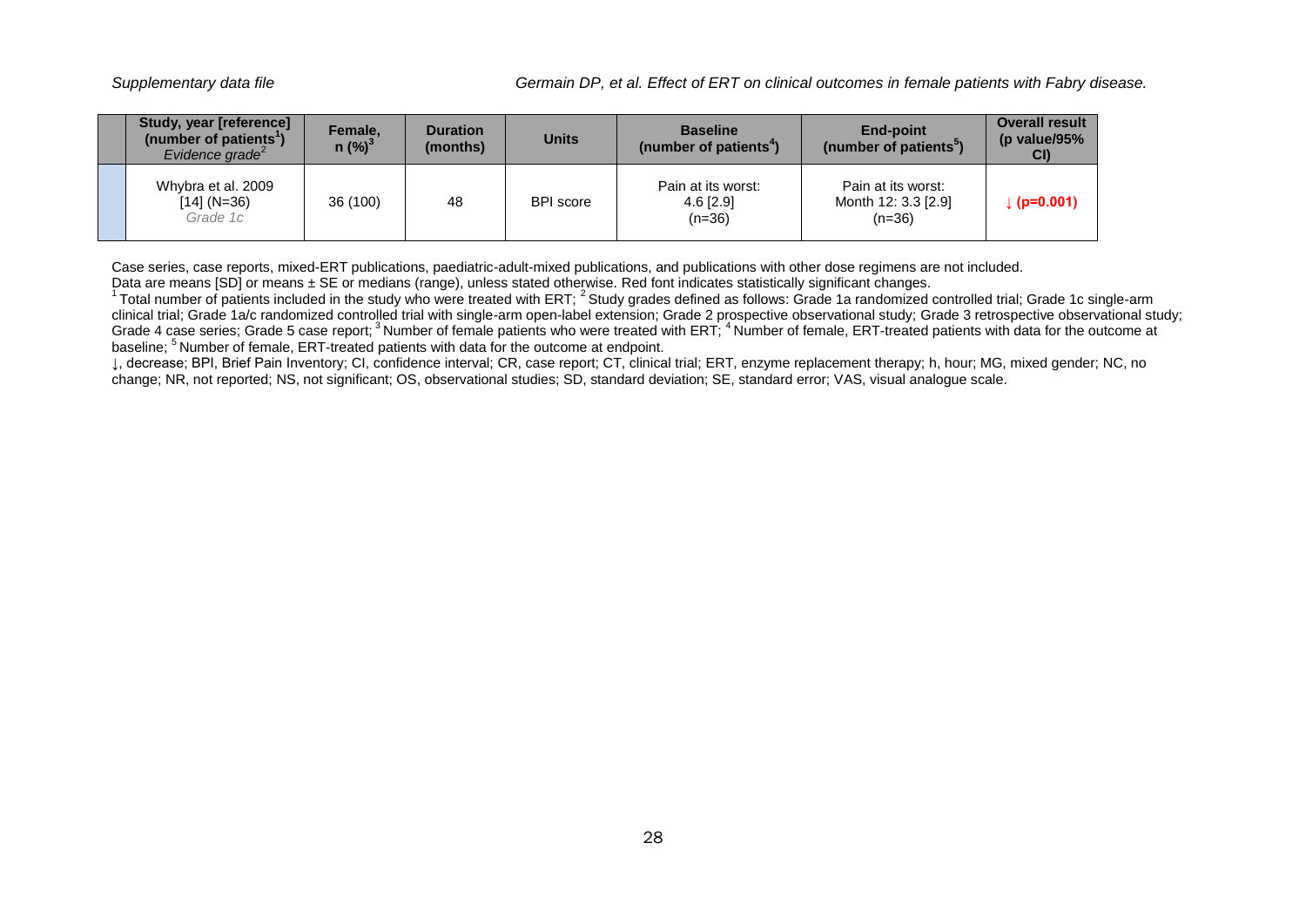| | Study, year [reference] (number of patients[1]) *Evidence grade[2]* | Female, n (%)[3] | Duration (months) | Units | Baseline (number of patients[4]) | End-point (number of patients[5]) | Overall result (p value/95% CI) |
|---|---|---|---|---|---|---|---|
| | Whybra et al. 2009 [14] (N=36) *Grade 1c* | 36 (100) | 48 | BPI score | Pain at its worst: 4.6 [2.9] (n=36) | Pain at its worst: Month 12: 3.3 [2.9] (n=36) | **↓ (p=0.001)** |

Case series, case reports, mixed-ERT publications, paediatric-adult-mixed publications, and publications with other dose regimens are not included.

Data are means [SD] or means ± SE or medians (range), unless stated otherwise. Red font indicates statistically significant changes.

[1] Total number of patients included in the study who were treated with ERT; [2] Study grades defined as follows: Grade 1a randomized controlled trial; Grade 1c single-arm clinical trial; Grade 1a/c randomized controlled trial with single-arm open-label extension; Grade 2 prospective observational study; Grade 3 retrospective observational study; Grade 4 case series; Grade 5 case report; [3] Number of female patients who were treated with ERT; [4] Number of female, ERT-treated patients with data for the outcome at baseline; [5] Number of female, ERT-treated patients with data for the outcome at endpoint.

↓, decrease; BPI, Brief Pain Inventory; CI, confidence interval; CR, case report; CT, clinical trial; ERT, enzyme replacement therapy; h, hour; MG, mixed gender; NC, no change; NR, not reported; NS, not significant; OS, observational studies; SD, standard deviation; SE, standard error; VAS, visual analogue scale.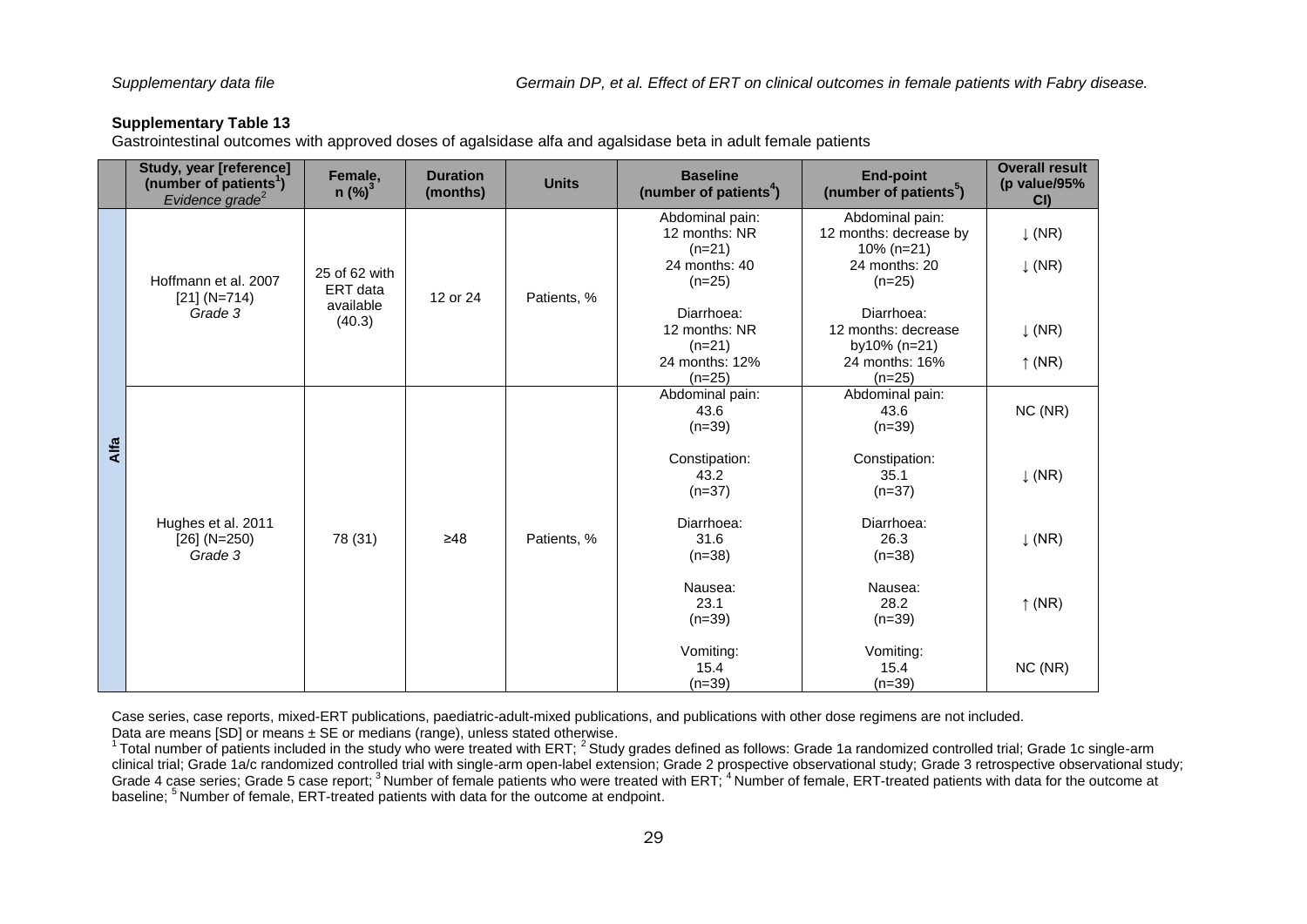**Supplementary Table 13**

Gastrointestinal outcomes with approved doses of agalsidase alfa and agalsidase beta in adult female patients

| | Study, year [reference] (number of patients[1]) *Evidence grade*[2] | Female, n (%)[3] | Duration (months) | Units | Baseline (number of patients[4]) | End-point (number of patients[5]) | Overall result (p value/95% CI) |
|---|---|---|---|---|---|---|---|
| Alfa | Hoffmann et al. 2007 [21] (N=714) *Grade 3* | 25 of 62 with ERT data available (40.3) | 12 or 24 | Patients, % | Abdominal pain: 12 months: NR (n=21) 24 months: 40 (n=25) | Abdominal pain: 12 months: decrease by 10% (n=21) 24 months: 20 (n=25) | ↓ (NR) ↓ (NR) |
| | | | | | Diarrhoea: 12 months: NR (n=21) 24 months: 12% (n=25) | Diarrhoea: 12 months: decrease by10% (n=21) 24 months: 16% (n=25) | ↓ (NR) ↑ (NR) |
| | Hughes et al. 2011 [26] (N=250) *Grade 3* | 78 (31) | ≥48 | Patients, % | Abdominal pain: 43.6 (n=39) | Abdominal pain: 43.6 (n=39) | NC (NR) |
| | | | | | Constipation: 43.2 (n=37) | Constipation: 35.1 (n=37) | ↓ (NR) |
| | | | | | Diarrhoea: 31.6 (n=38) | Diarrhoea: 26.3 (n=38) | ↓ (NR) |
| | | | | | Nausea: 23.1 (n=39) | Nausea: 28.2 (n=39) | ↑ (NR) |
| | | | | | Vomiting: 15.4 (n=39) | Vomiting: 15.4 (n=39) | NC (NR) |

Case series, case reports, mixed-ERT publications, paediatric-adult-mixed publications, and publications with other dose regimens are not included.
Data are means [SD] or means ± SE or medians (range), unless stated otherwise.
[1] Total number of patients included in the study who were treated with ERT; [2] Study grades defined as follows: Grade 1a randomized controlled trial; Grade 1c single-arm clinical trial; Grade 1a/c randomized controlled trial with single-arm open-label extension; Grade 2 prospective observational study; Grade 3 retrospective observational study; Grade 4 case series; Grade 5 case report; [3] Number of female patients who were treated with ERT; [4] Number of female, ERT-treated patients with data for the outcome at baseline; [5] Number of female, ERT-treated patients with data for the outcome at endpoint.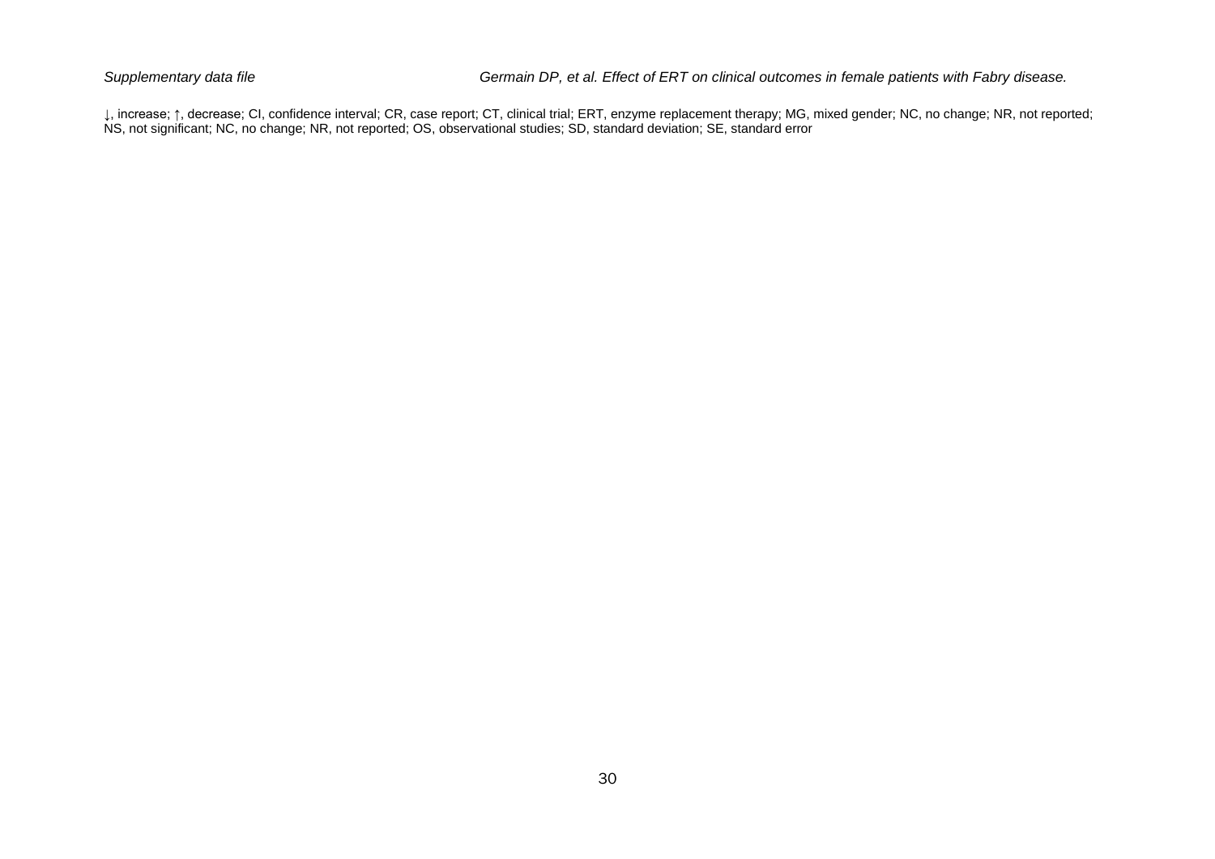↓, increase; ↑, decrease; CI, confidence interval; CR, case report; CT, clinical trial; ERT, enzyme replacement therapy; MG, mixed gender; NC, no change; NR, not reported; NS, not significant; NC, no change; NR, not reported; OS, observational studies; SD, standard deviation; SE, standard error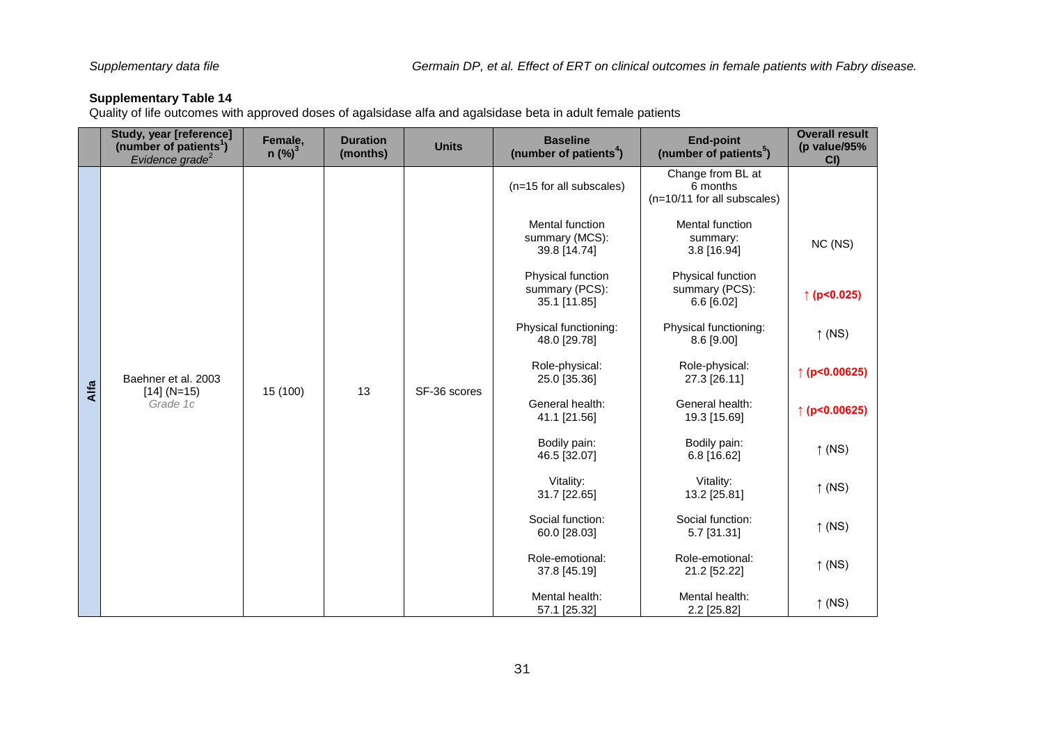**Supplementary Table 14**

Quality of life outcomes with approved doses of agalsidase alfa and agalsidase beta in adult female patients

| | Study, year [reference] (number of patients[1]) *Evidence grade[2]* | Female, n (%)[3] | Duration (months) | Units | Baseline (number of patients[4]) | End-point (number of patients[5]) | Overall result (p value/95% CI) |
|---|---|---|---|---|---|---|---|
| Alfa | Baehner et al. 2003 [14] (N=15) *Grade 1c* | 15 (100) | 13 | SF-36 scores | (n=15 for all subscales) | Change from BL at 6 months (n=10/11 for all subscales) | |
| | | | | | Mental function summary (MCS): 39.8 [14.74] | Mental function summary: 3.8 [16.94] | NC (NS) |
| | | | | | Physical function summary (PCS): 35.1 [11.85] | Physical function summary (PCS): 6.6 [6.02] | **↑ (p<0.025)** |
| | | | | | Physical functioning: 48.0 [29.78] | Physical functioning: 8.6 [9.00] | ↑ (NS) |
| | | | | | Role-physical: 25.0 [35.36] | Role-physical: 27.3 [26.11] | **↑ (p<0.00625)** |
| | | | | | General health: 41.1 [21.56] | General health: 19.3 [15.69] | **↑ (p<0.00625)** |
| | | | | | Bodily pain: 46.5 [32.07] | Bodily pain: 6.8 [16.62] | ↑ (NS) |
| | | | | | Vitality: 31.7 [22.65] | Vitality: 13.2 [25.81] | ↑ (NS) |
| | | | | | Social function: 60.0 [28.03] | Social function: 5.7 [31.31] | ↑ (NS) |
| | | | | | Role-emotional: 37.8 [45.19] | Role-emotional: 21.2 [52.22] | ↑ (NS) |
| | | | | | Mental health: 57.1 [25.32] | Mental health: 2.2 [25.82] | ↑ (NS) |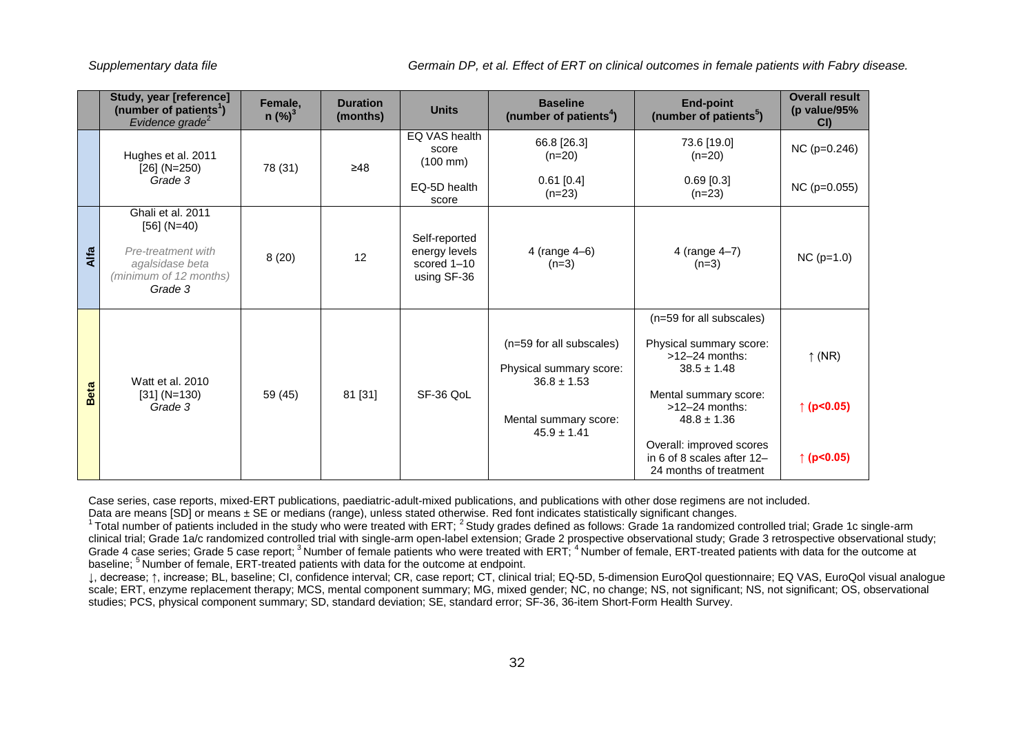| | Study, year [reference] (number of patients[1]) *Evidence grade*[2] | Female, n (%)[3] | Duration (months) | Units | Baseline (number of patients[4]) | End-point (number of patients[5]) | Overall result (p value/95% CI) |
|---|---|---|---|---|---|---|---|
| Alfa | Hughes et al. 2011 [26] (N=250) *Grade 3* | 78 (31) | ≥48 | EQ VAS health score (100 mm) | 66.8 [26.3] (n=20) | 73.6 [19.0] (n=20) | NC (p=0.246) |
| | | | | EQ-5D health score | 0.61 [0.4] (n=23) | 0.69 [0.3] (n=23) | NC (p=0.055) |
| | Ghali et al. 2011 [56] (N=40) *Pre-treatment with agalsidase beta (minimum of 12 months)* *Grade 3* | 8 (20) | 12 | Self-reported energy levels scored 1–10 using SF-36 | 4 (range 4–6) (n=3) | 4 (range 4–7) (n=3) | NC (p=1.0) |
| Beta | Watt et al. 2010 [31] (N=130) *Grade 3* | 59 (45) | 81 [31] | SF-36 QoL | (n=59 for all subscales) Physical summary score: 36.8 ± 1.53 Mental summary score: 45.9 ± 1.41 | (n=59 for all subscales) Physical summary score: >12–24 months: 38.5 ± 1.48 Mental summary score: >12–24 months: 48.8 ± 1.36 Overall: improved scores in 6 of 8 scales after 12–24 months of treatment | ↑ (NR) ↑ **(p<0.05)** ↑ **(p<0.05)** |

Case series, case reports, mixed-ERT publications, paediatric-adult-mixed publications, and publications with other dose regimens are not included.
Data are means [SD] or means ± SE or medians (range), unless stated otherwise. Red font indicates statistically significant changes.
[1] Total number of patients included in the study who were treated with ERT; [2] Study grades defined as follows: Grade 1a randomized controlled trial; Grade 1c single-arm clinical trial; Grade 1a/c randomized controlled trial with single-arm open-label extension; Grade 2 prospective observational study; Grade 3 retrospective observational study; Grade 4 case series; Grade 5 case report; [3] Number of female patients who were treated with ERT; [4] Number of female, ERT-treated patients with data for the outcome at baseline; [5] Number of female, ERT-treated patients with data for the outcome at endpoint.
↓, decrease; ↑, increase; BL, baseline; CI, confidence interval; CR, case report; CT, clinical trial; EQ-5D, 5-dimension EuroQol questionnaire; EQ VAS, EuroQol visual analogue scale; ERT, enzyme replacement therapy; MCS, mental component summary; MG, mixed gender; NC, no change; NS, not significant; NS, not significant; OS, observational studies; PCS, physical component summary; SD, standard deviation; SE, standard error; SF-36, 36-item Short-Form Health Survey.